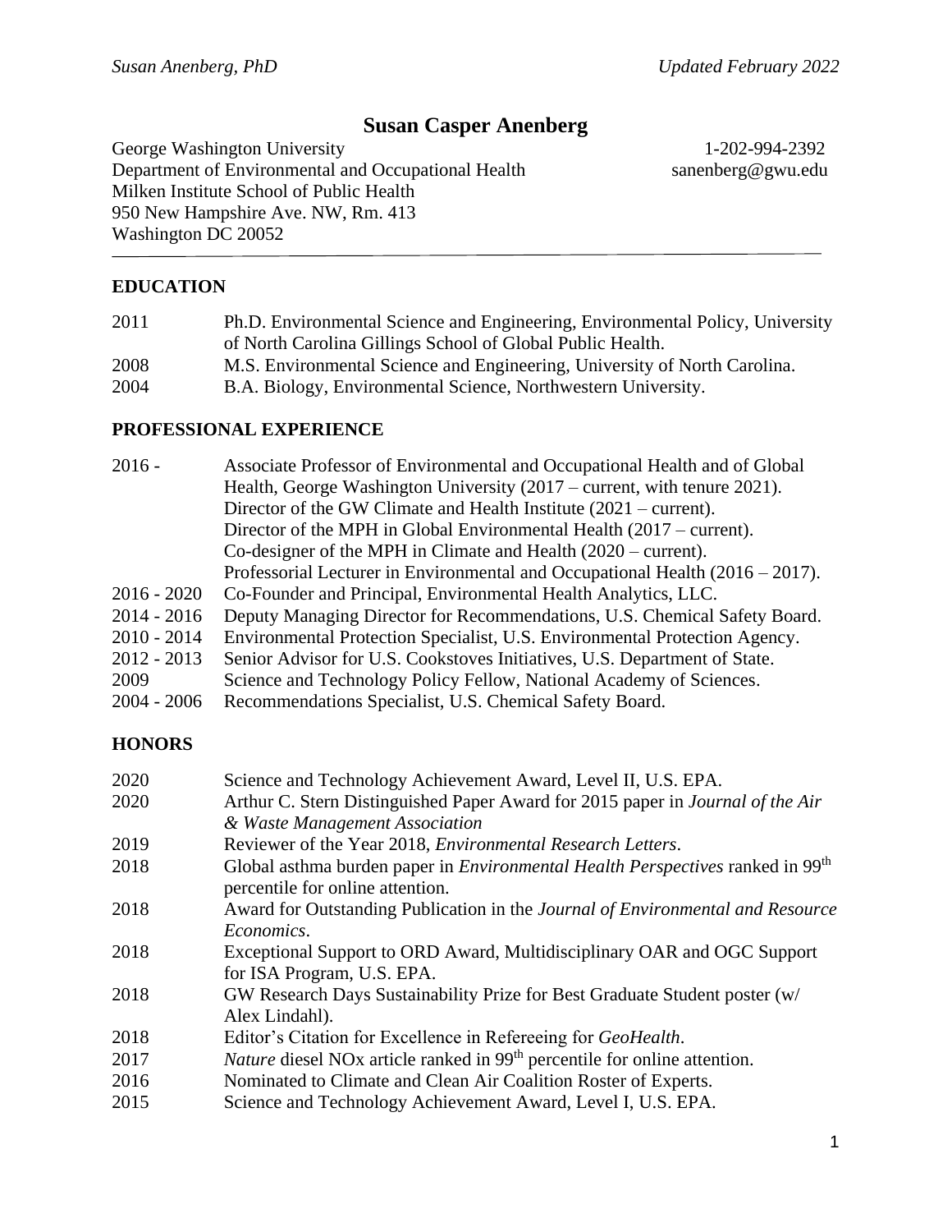# Susan Casper Anenberg

George Washington University — 1-202-994-2392
Department of Environmental and Occupational Health — sanenberg@gwu.edu
Milken Institute School of Public Health
950 New Hampshire Ave. NW, Rm. 413
Washington DC 20052

---

## EDUCATION

| | |
|---|---|
| 2011 | Ph.D. Environmental Science and Engineering, Environmental Policy, University of North Carolina Gillings School of Global Public Health. |
| 2008 | M.S. Environmental Science and Engineering, University of North Carolina. |
| 2004 | B.A. Biology, Environmental Science, Northwestern University. |

## PROFESSIONAL EXPERIENCE

| | |
|---|---|
| 2016 - | Associate Professor of Environmental and Occupational Health and of Global Health, George Washington University (2017 – current, with tenure 2021). Director of the GW Climate and Health Institute (2021 – current). Director of the MPH in Global Environmental Health (2017 – current). Co-designer of the MPH in Climate and Health (2020 – current). Professorial Lecturer in Environmental and Occupational Health (2016 – 2017). |
| 2016 - 2020 | Co-Founder and Principal, Environmental Health Analytics, LLC. |
| 2014 - 2016 | Deputy Managing Director for Recommendations, U.S. Chemical Safety Board. |
| 2010 - 2014 | Environmental Protection Specialist, U.S. Environmental Protection Agency. |
| 2012 - 2013 | Senior Advisor for U.S. Cookstoves Initiatives, U.S. Department of State. |
| 2009 | Science and Technology Policy Fellow, National Academy of Sciences. |
| 2004 - 2006 | Recommendations Specialist, U.S. Chemical Safety Board. |

## HONORS

| | |
|---|---|
| 2020 | Science and Technology Achievement Award, Level II, U.S. EPA. |
| 2020 | Arthur C. Stern Distinguished Paper Award for 2015 paper in *Journal of the Air & Waste Management Association* |
| 2019 | Reviewer of the Year 2018, *Environmental Research Letters*. |
| 2018 | Global asthma burden paper in *Environmental Health Perspectives* ranked in 99th percentile for online attention. |
| 2018 | Award for Outstanding Publication in the *Journal of Environmental and Resource Economics*. |
| 2018 | Exceptional Support to ORD Award, Multidisciplinary OAR and OGC Support for ISA Program, U.S. EPA. |
| 2018 | GW Research Days Sustainability Prize for Best Graduate Student poster (w/ Alex Lindahl). |
| 2018 | Editor's Citation for Excellence in Refereeing for *GeoHealth*. |
| 2017 | *Nature* diesel NOx article ranked in 99th percentile for online attention. |
| 2016 | Nominated to Climate and Clean Air Coalition Roster of Experts. |
| 2015 | Science and Technology Achievement Award, Level I, U.S. EPA. |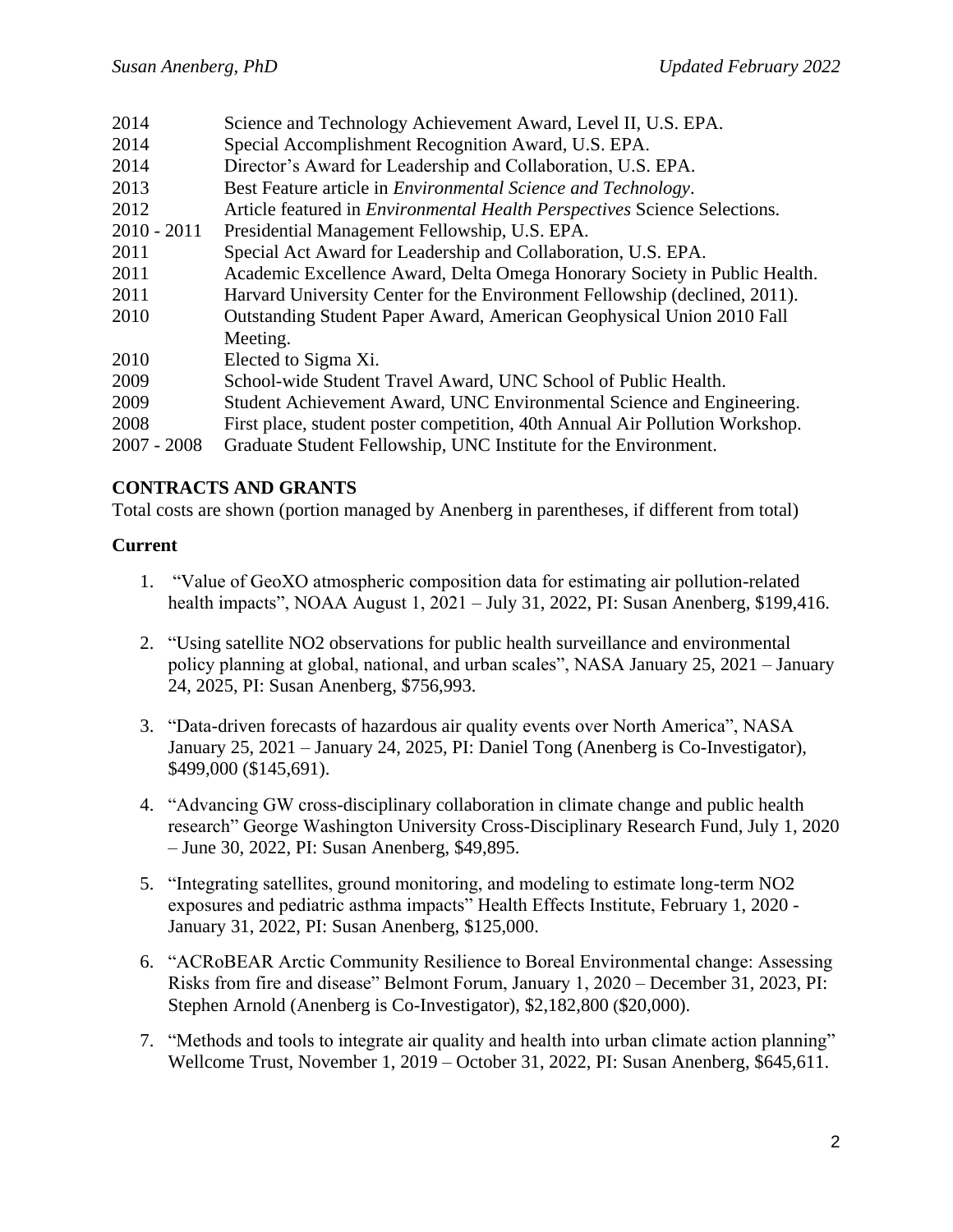| | |
|---|---|
| 2014 | Science and Technology Achievement Award, Level II, U.S. EPA. |
| 2014 | Special Accomplishment Recognition Award, U.S. EPA. |
| 2014 | Director's Award for Leadership and Collaboration, U.S. EPA. |
| 2013 | Best Feature article in *Environmental Science and Technology*. |
| 2012 | Article featured in *Environmental Health Perspectives* Science Selections. |
| 2010 - 2011 | Presidential Management Fellowship, U.S. EPA. |
| 2011 | Special Act Award for Leadership and Collaboration, U.S. EPA. |
| 2011 | Academic Excellence Award, Delta Omega Honorary Society in Public Health. |
| 2011 | Harvard University Center for the Environment Fellowship (declined, 2011). |
| 2010 | Outstanding Student Paper Award, American Geophysical Union 2010 Fall Meeting. |
| 2010 | Elected to Sigma Xi. |
| 2009 | School-wide Student Travel Award, UNC School of Public Health. |
| 2009 | Student Achievement Award, UNC Environmental Science and Engineering. |
| 2008 | First place, student poster competition, 40th Annual Air Pollution Workshop. |
| 2007 - 2008 | Graduate Student Fellowship, UNC Institute for the Environment. |

## CONTRACTS AND GRANTS

Total costs are shown (portion managed by Anenberg in parentheses, if different from total)

### Current

1. "Value of GeoXO atmospheric composition data for estimating air pollution-related health impacts", NOAA August 1, 2021 – July 31, 2022, PI: Susan Anenberg, $199,416.

2. "Using satellite NO2 observations for public health surveillance and environmental policy planning at global, national, and urban scales", NASA January 25, 2021 – January 24, 2025, PI: Susan Anenberg, $756,993.

3. "Data-driven forecasts of hazardous air quality events over North America", NASA January 25, 2021 – January 24, 2025, PI: Daniel Tong (Anenberg is Co-Investigator), $499,000 ($145,691).

4. "Advancing GW cross-disciplinary collaboration in climate change and public health research" George Washington University Cross-Disciplinary Research Fund, July 1, 2020 – June 30, 2022, PI: Susan Anenberg, $49,895.

5. "Integrating satellites, ground monitoring, and modeling to estimate long-term NO2 exposures and pediatric asthma impacts" Health Effects Institute, February 1, 2020 - January 31, 2022, PI: Susan Anenberg, $125,000.

6. "ACRoBEAR Arctic Community Resilience to Boreal Environmental change: Assessing Risks from fire and disease" Belmont Forum, January 1, 2020 – December 31, 2023, PI: Stephen Arnold (Anenberg is Co-Investigator), $2,182,800 ($20,000).

7. "Methods and tools to integrate air quality and health into urban climate action planning" Wellcome Trust, November 1, 2019 – October 31, 2022, PI: Susan Anenberg, $645,611.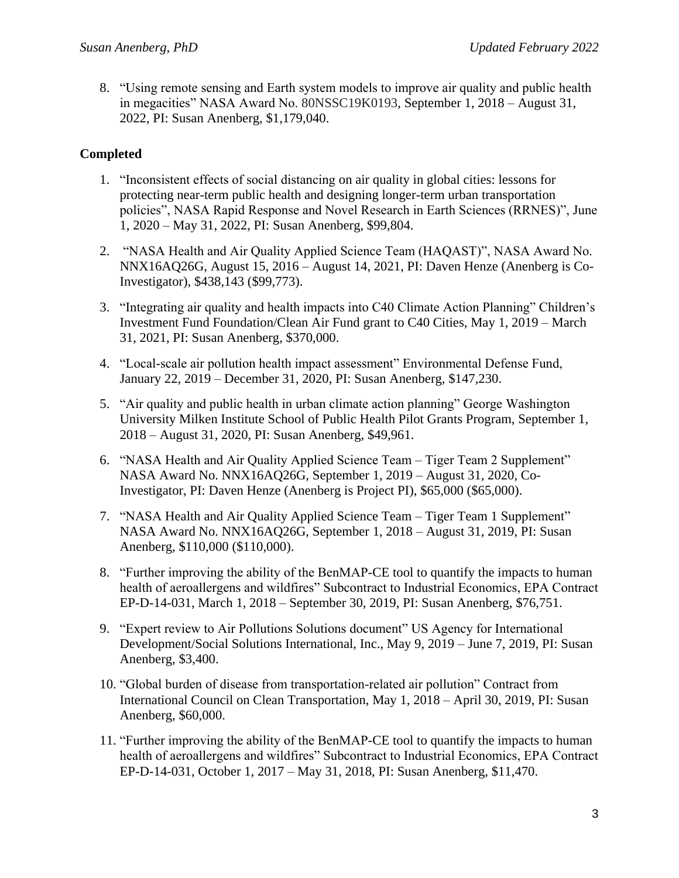8. "Using remote sensing and Earth system models to improve air quality and public health in megacities" NASA Award No. 80NSSC19K0193, September 1, 2018 – August 31, 2022, PI: Susan Anenberg, $1,179,040.

**Completed**

1. "Inconsistent effects of social distancing on air quality in global cities: lessons for protecting near-term public health and designing longer-term urban transportation policies", NASA Rapid Response and Novel Research in Earth Sciences (RRNES)", June 1, 2020 – May 31, 2022, PI: Susan Anenberg, $99,804.

2. "NASA Health and Air Quality Applied Science Team (HAQAST)", NASA Award No. NNX16AQ26G, August 15, 2016 – August 14, 2021, PI: Daven Henze (Anenberg is Co-Investigator), $438,143 ($99,773).

3. "Integrating air quality and health impacts into C40 Climate Action Planning" Children's Investment Fund Foundation/Clean Air Fund grant to C40 Cities, May 1, 2019 – March 31, 2021, PI: Susan Anenberg, $370,000.

4. "Local-scale air pollution health impact assessment" Environmental Defense Fund, January 22, 2019 – December 31, 2020, PI: Susan Anenberg, $147,230.

5. "Air quality and public health in urban climate action planning" George Washington University Milken Institute School of Public Health Pilot Grants Program, September 1, 2018 – August 31, 2020, PI: Susan Anenberg, $49,961.

6. "NASA Health and Air Quality Applied Science Team – Tiger Team 2 Supplement" NASA Award No. NNX16AQ26G, September 1, 2019 – August 31, 2020, Co-Investigator, PI: Daven Henze (Anenberg is Project PI), $65,000 ($65,000).

7. "NASA Health and Air Quality Applied Science Team – Tiger Team 1 Supplement" NASA Award No. NNX16AQ26G, September 1, 2018 – August 31, 2019, PI: Susan Anenberg, $110,000 ($110,000).

8. "Further improving the ability of the BenMAP-CE tool to quantify the impacts to human health of aeroallergens and wildfires" Subcontract to Industrial Economics, EPA Contract EP-D-14-031, March 1, 2018 – September 30, 2019, PI: Susan Anenberg, $76,751.

9. "Expert review to Air Pollutions Solutions document" US Agency for International Development/Social Solutions International, Inc., May 9, 2019 – June 7, 2019, PI: Susan Anenberg, $3,400.

10. "Global burden of disease from transportation-related air pollution" Contract from International Council on Clean Transportation, May 1, 2018 – April 30, 2019, PI: Susan Anenberg, $60,000.

11. "Further improving the ability of the BenMAP-CE tool to quantify the impacts to human health of aeroallergens and wildfires" Subcontract to Industrial Economics, EPA Contract EP-D-14-031, October 1, 2017 – May 31, 2018, PI: Susan Anenberg, $11,470.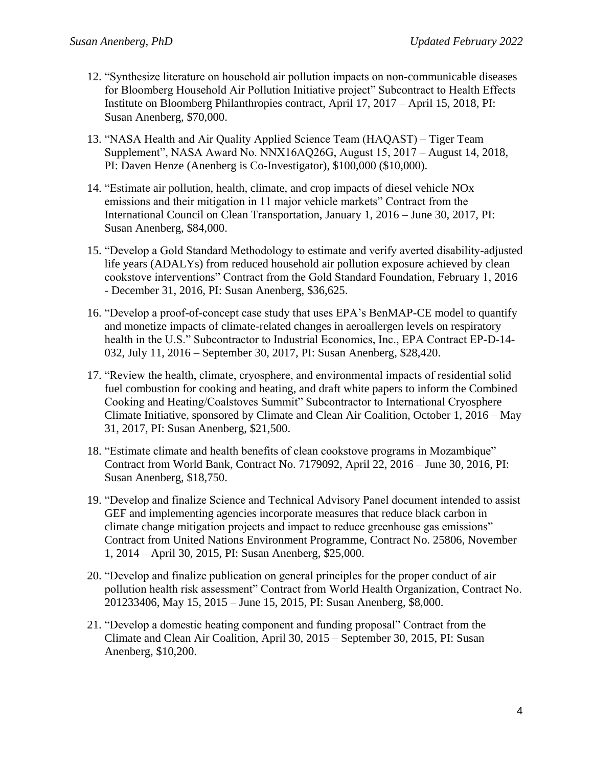12. "Synthesize literature on household air pollution impacts on non-communicable diseases for Bloomberg Household Air Pollution Initiative project" Subcontract to Health Effects Institute on Bloomberg Philanthropies contract, April 17, 2017 – April 15, 2018, PI: Susan Anenberg, $70,000.

13. "NASA Health and Air Quality Applied Science Team (HAQAST) – Tiger Team Supplement", NASA Award No. NNX16AQ26G, August 15, 2017 – August 14, 2018, PI: Daven Henze (Anenberg is Co-Investigator), $100,000 ($10,000).

14. "Estimate air pollution, health, climate, and crop impacts of diesel vehicle NOx emissions and their mitigation in 11 major vehicle markets" Contract from the International Council on Clean Transportation, January 1, 2016 – June 30, 2017, PI: Susan Anenberg, $84,000.

15. "Develop a Gold Standard Methodology to estimate and verify averted disability-adjusted life years (ADALYs) from reduced household air pollution exposure achieved by clean cookstove interventions" Contract from the Gold Standard Foundation, February 1, 2016 - December 31, 2016, PI: Susan Anenberg, $36,625.

16. "Develop a proof-of-concept case study that uses EPA's BenMAP-CE model to quantify and monetize impacts of climate-related changes in aeroallergen levels on respiratory health in the U.S." Subcontractor to Industrial Economics, Inc., EPA Contract EP-D-14-032, July 11, 2016 – September 30, 2017, PI: Susan Anenberg, $28,420.

17. "Review the health, climate, cryosphere, and environmental impacts of residential solid fuel combustion for cooking and heating, and draft white papers to inform the Combined Cooking and Heating/Coalstoves Summit" Subcontractor to International Cryosphere Climate Initiative, sponsored by Climate and Clean Air Coalition, October 1, 2016 – May 31, 2017, PI: Susan Anenberg, $21,500.

18. "Estimate climate and health benefits of clean cookstove programs in Mozambique" Contract from World Bank, Contract No. 7179092, April 22, 2016 – June 30, 2016, PI: Susan Anenberg, $18,750.

19. "Develop and finalize Science and Technical Advisory Panel document intended to assist GEF and implementing agencies incorporate measures that reduce black carbon in climate change mitigation projects and impact to reduce greenhouse gas emissions" Contract from United Nations Environment Programme, Contract No. 25806, November 1, 2014 – April 30, 2015, PI: Susan Anenberg, $25,000.

20. "Develop and finalize publication on general principles for the proper conduct of air pollution health risk assessment" Contract from World Health Organization, Contract No. 201233406, May 15, 2015 – June 15, 2015, PI: Susan Anenberg, $8,000.

21. "Develop a domestic heating component and funding proposal" Contract from the Climate and Clean Air Coalition, April 30, 2015 – September 30, 2015, PI: Susan Anenberg, $10,200.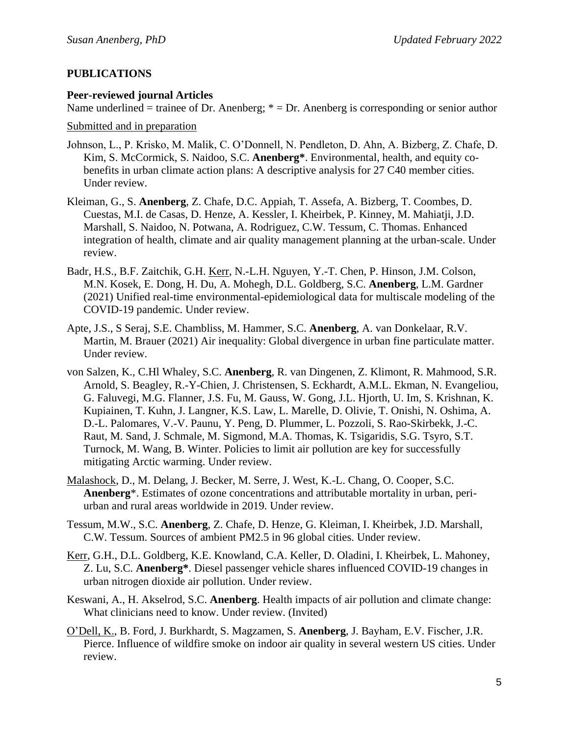## PUBLICATIONS

### Peer-reviewed journal Articles

Name underlined = trainee of Dr. Anenberg; * = Dr. Anenberg is corresponding or senior author

<u>Submitted and in preparation</u>

Johnson, L., P. Krisko, M. Malik, C. O'Donnell, N. Pendleton, D. Ahn, A. Bizberg, Z. Chafe, D. Kim, S. McCormick, S. Naidoo, S.C. **Anenberg***. Environmental, health, and equity co-benefits in urban climate action plans: A descriptive analysis for 27 C40 member cities. Under review.

Kleiman, G., S. **Anenberg**, Z. Chafe, D.C. Appiah, T. Assefa, A. Bizberg, T. Coombes, D. Cuestas, M.I. de Casas, D. Henze, A. Kessler, I. Kheirbek, P. Kinney, M. Mahiatji, J.D. Marshall, S. Naidoo, N. Potwana, A. Rodriguez, C.W. Tessum, C. Thomas. Enhanced integration of health, climate and air quality management planning at the urban-scale. Under review.

Badr, H.S., B.F. Zaitchik, G.H. <u>Kerr</u>, N.-L.H. Nguyen, Y.-T. Chen, P. Hinson, J.M. Colson, M.N. Kosek, E. Dong, H. Du, A. Mohegh, D.L. Goldberg, S.C. **Anenberg**, L.M. Gardner (2021) Unified real-time environmental-epidemiological data for multiscale modeling of the COVID-19 pandemic. Under review.

Apte, J.S., S Seraj, S.E. Chambliss, M. Hammer, S.C. **Anenberg**, A. van Donkelaar, R.V. Martin, M. Brauer (2021) Air inequality: Global divergence in urban fine particulate matter. Under review.

von Salzen, K., C.Hl Whaley, S.C. **Anenberg**, R. van Dingenen, Z. Klimont, R. Mahmood, S.R. Arnold, S. Beagley, R.-Y-Chien, J. Christensen, S. Eckhardt, A.M.L. Ekman, N. Evangeliou, G. Faluvegi, M.G. Flanner, J.S. Fu, M. Gauss, W. Gong, J.L. Hjorth, U. Im, S. Krishnan, K. Kupiainen, T. Kuhn, J. Langner, K.S. Law, L. Marelle, D. Olivie, T. Onishi, N. Oshima, A. D.-L. Palomares, V.-V. Paunu, Y. Peng, D. Plummer, L. Pozzoli, S. Rao-Skirbekk, J.-C. Raut, M. Sand, J. Schmale, M. Sigmond, M.A. Thomas, K. Tsigaridis, S.G. Tsyro, S.T. Turnock, M. Wang, B. Winter. Policies to limit air pollution are key for successfully mitigating Arctic warming. Under review.

<u>Malashock</u>, D., M. Delang, J. Becker, M. Serre, J. West, K.-L. Chang, O. Cooper, S.C. **Anenberg***. Estimates of ozone concentrations and attributable mortality in urban, peri-urban and rural areas worldwide in 2019. Under review.

Tessum, M.W., S.C. **Anenberg**, Z. Chafe, D. Henze, G. Kleiman, I. Kheirbek, J.D. Marshall, C.W. Tessum. Sources of ambient PM2.5 in 96 global cities. Under review.

<u>Kerr</u>, G.H., D.L. Goldberg, K.E. Knowland, C.A. Keller, D. Oladini, I. Kheirbek, L. Mahoney, Z. Lu, S.C. **Anenberg***. Diesel passenger vehicle shares influenced COVID-19 changes in urban nitrogen dioxide air pollution. Under review.

Keswani, A., H. Akselrod, S.C. **Anenberg**. Health impacts of air pollution and climate change: What clinicians need to know. Under review. (Invited)

<u>O'Dell, K.</u>, B. Ford, J. Burkhardt, S. Magzamen, S. **Anenberg**, J. Bayham, E.V. Fischer, J.R. Pierce. Influence of wildfire smoke on indoor air quality in several western US cities. Under review.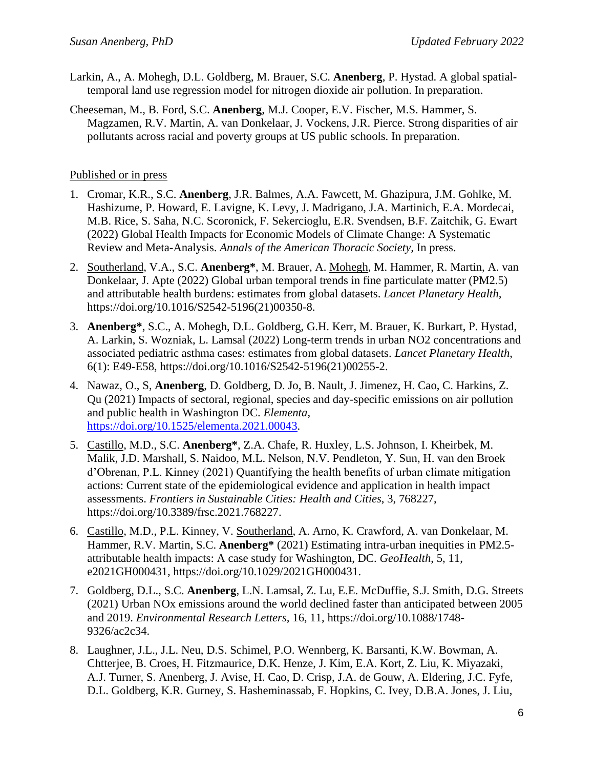Larkin, A., A. Mohegh, D.L. Goldberg, M. Brauer, S.C. **Anenberg**, P. Hystad. A global spatial-temporal land use regression model for nitrogen dioxide air pollution. In preparation.

Cheeseman, M., B. Ford, S.C. **Anenberg**, M.J. Cooper, E.V. Fischer, M.S. Hammer, S. Magzamen, R.V. Martin, A. van Donkelaar, J. Vockens, J.R. Pierce. Strong disparities of air pollutants across racial and poverty groups at US public schools. In preparation.

<u>Published or in press</u>

1. Cromar, K.R., S.C. **Anenberg**, J.R. Balmes, A.A. Fawcett, M. Ghazipura, J.M. Gohlke, M. Hashizume, P. Howard, E. Lavigne, K. Levy, J. Madrigano, J.A. Martinich, E.A. Mordecai, M.B. Rice, S. Saha, N.C. Scoronick, F. Sekercioglu, E.R. Svendsen, B.F. Zaitchik, G. Ewart (2022) Global Health Impacts for Economic Models of Climate Change: A Systematic Review and Meta-Analysis. *Annals of the American Thoracic Society,* In press.

2. <u>Southerland</u>, V.A., S.C. **Anenberg***, M. Brauer, A. <u>Mohegh</u>, M. Hammer, R. Martin, A. van Donkelaar, J. Apte (2022) Global urban temporal trends in fine particulate matter (PM2.5) and attributable health burdens: estimates from global datasets. *Lancet Planetary Health*, https://doi.org/10.1016/S2542-5196(21)00350-8.

3. **Anenberg***, S.C., A. Mohegh, D.L. Goldberg, G.H. Kerr, M. Brauer, K. Burkart, P. Hystad, A. Larkin, S. Wozniak, L. Lamsal (2022) Long-term trends in urban NO2 concentrations and associated pediatric asthma cases: estimates from global datasets. *Lancet Planetary Health*, 6(1): E49-E58, https://doi.org/10.1016/S2542-5196(21)00255-2.

4. Nawaz, O., S, **Anenberg**, D. Goldberg, D. Jo, B. Nault, J. Jimenez, H. Cao, C. Harkins, Z. Qu (2021) Impacts of sectoral, regional, species and day-specific emissions on air pollution and public health in Washington DC. *Elementa*, https://doi.org/10.1525/elementa.2021.00043.

5. <u>Castillo</u>, M.D., S.C. **Anenberg***, Z.A. Chafe, R. Huxley, L.S. Johnson, I. Kheirbek, M. Malik, J.D. Marshall, S. Naidoo, M.L. Nelson, N.V. Pendleton, Y. Sun, H. van den Broek d'Obrenan, P.L. Kinney (2021) Quantifying the health benefits of urban climate mitigation actions: Current state of the epidemiological evidence and application in health impact assessments. *Frontiers in Sustainable Cities: Health and Cities*, 3, 768227, https://doi.org/10.3389/frsc.2021.768227.

6. <u>Castillo</u>, M.D., P.L. Kinney, V. <u>Southerland</u>, A. Arno, K. Crawford, A. van Donkelaar, M. Hammer, R.V. Martin, S.C. **Anenberg*** (2021) Estimating intra-urban inequities in PM2.5-attributable health impacts: A case study for Washington, DC. *GeoHealth*, 5, 11, e2021GH000431, https://doi.org/10.1029/2021GH000431.

7. Goldberg, D.L., S.C. **Anenberg**, L.N. Lamsal, Z. Lu, E.E. McDuffie, S.J. Smith, D.G. Streets (2021) Urban NOx emissions around the world declined faster than anticipated between 2005 and 2019. *Environmental Research Letters,* 16, 11, https://doi.org/10.1088/1748-9326/ac2c34.

8. Laughner, J.L., J.L. Neu, D.S. Schimel, P.O. Wennberg, K. Barsanti, K.W. Bowman, A. Chtterjee, B. Croes, H. Fitzmaurice, D.K. Henze, J. Kim, E.A. Kort, Z. Liu, K. Miyazaki, A.J. Turner, S. Anenberg, J. Avise, H. Cao, D. Crisp, J.A. de Gouw, A. Eldering, J.C. Fyfe, D.L. Goldberg, K.R. Gurney, S. Hasheminassab, F. Hopkins, C. Ivey, D.B.A. Jones, J. Liu,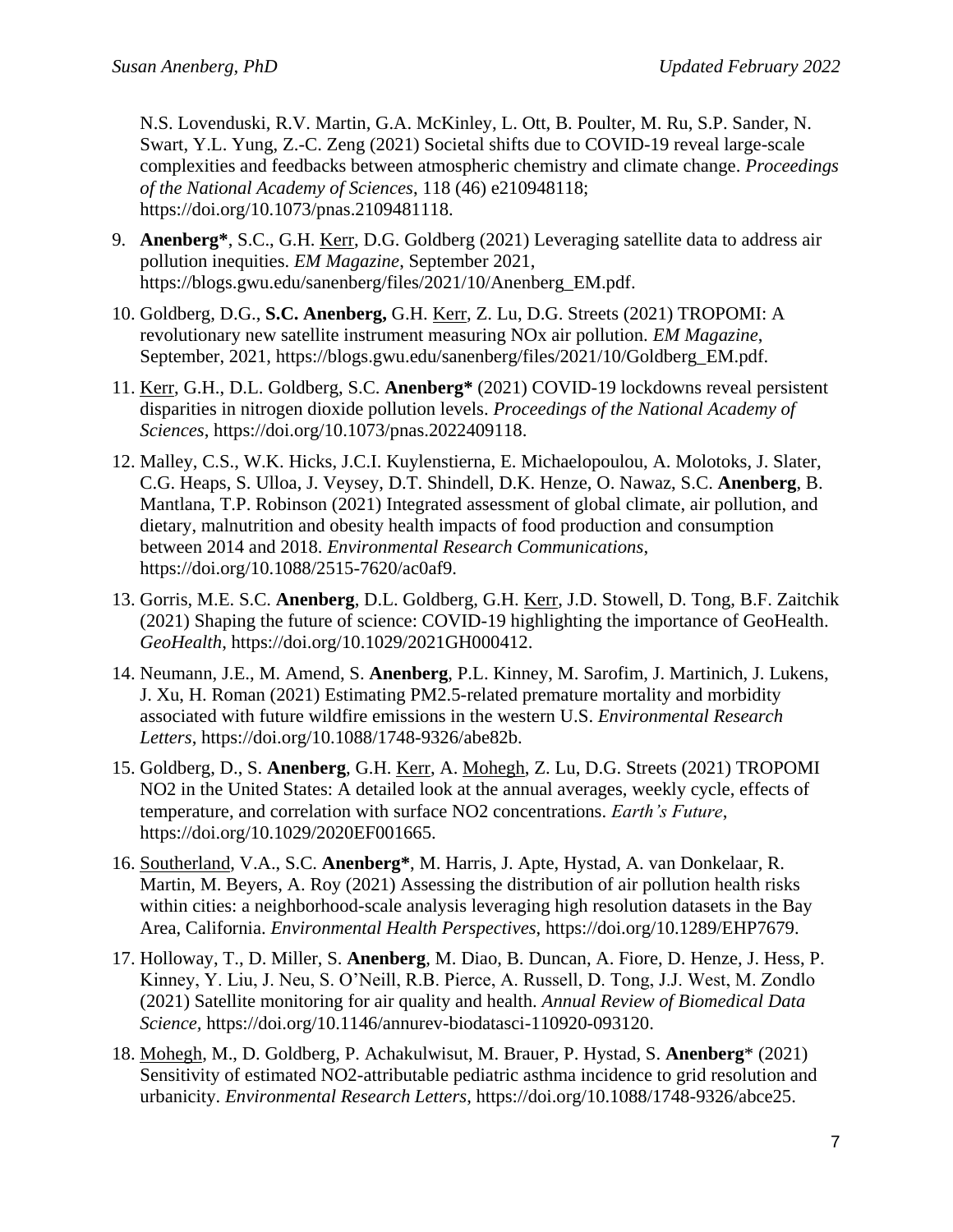N.S. Lovenduski, R.V. Martin, G.A. McKinley, L. Ott, B. Poulter, M. Ru, S.P. Sander, N. Swart, Y.L. Yung, Z.-C. Zeng (2021) Societal shifts due to COVID-19 reveal large-scale complexities and feedbacks between atmospheric chemistry and climate change. *Proceedings of the National Academy of Sciences*, 118 (46) e210948118; https://doi.org/10.1073/pnas.2109481118.

9. **Anenberg***, S.C., G.H. <u>Kerr</u>, D.G. Goldberg (2021) Leveraging satellite data to address air pollution inequities. *EM Magazine*, September 2021, https://blogs.gwu.edu/sanenberg/files/2021/10/Anenberg_EM.pdf.

10. Goldberg, D.G., **S.C. Anenberg,** G.H. <u>Kerr</u>, Z. Lu, D.G. Streets (2021) TROPOMI: A revolutionary new satellite instrument measuring NOx air pollution. *EM Magazine*, September, 2021, https://blogs.gwu.edu/sanenberg/files/2021/10/Goldberg_EM.pdf.

11. <u>Kerr</u>, G.H., D.L. Goldberg, S.C. **Anenberg*** (2021) COVID-19 lockdowns reveal persistent disparities in nitrogen dioxide pollution levels. *Proceedings of the National Academy of Sciences*, https://doi.org/10.1073/pnas.2022409118.

12. Malley, C.S., W.K. Hicks, J.C.I. Kuylenstierna, E. Michaelopoulou, A. Molotoks, J. Slater, C.G. Heaps, S. Ulloa, J. Veysey, D.T. Shindell, D.K. Henze, O. Nawaz, S.C. **Anenberg**, B. Mantlana, T.P. Robinson (2021) Integrated assessment of global climate, air pollution, and dietary, malnutrition and obesity health impacts of food production and consumption between 2014 and 2018. *Environmental Research Communications*, https://doi.org/10.1088/2515-7620/ac0af9.

13. Gorris, M.E. S.C. **Anenberg**, D.L. Goldberg, G.H. <u>Kerr</u>, J.D. Stowell, D. Tong, B.F. Zaitchik (2021) Shaping the future of science: COVID-19 highlighting the importance of GeoHealth. *GeoHealth*, https://doi.org/10.1029/2021GH000412.

14. Neumann, J.E., M. Amend, S. **Anenberg**, P.L. Kinney, M. Sarofim, J. Martinich, J. Lukens, J. Xu, H. Roman (2021) Estimating PM2.5-related premature mortality and morbidity associated with future wildfire emissions in the western U.S. *Environmental Research Letters*, https://doi.org/10.1088/1748-9326/abe82b.

15. Goldberg, D., S. **Anenberg**, G.H. <u>Kerr</u>, A. <u>Mohegh</u>, Z. Lu, D.G. Streets (2021) TROPOMI NO2 in the United States: A detailed look at the annual averages, weekly cycle, effects of temperature, and correlation with surface NO2 concentrations. *Earth's Future*, https://doi.org/10.1029/2020EF001665.

16. <u>Southerland</u>, V.A., S.C. **Anenberg***, M. Harris, J. Apte, Hystad, A. van Donkelaar, R. Martin, M. Beyers, A. Roy (2021) Assessing the distribution of air pollution health risks within cities: a neighborhood-scale analysis leveraging high resolution datasets in the Bay Area, California. *Environmental Health Perspectives*, https://doi.org/10.1289/EHP7679.

17. Holloway, T., D. Miller, S. **Anenberg**, M. Diao, B. Duncan, A. Fiore, D. Henze, J. Hess, P. Kinney, Y. Liu, J. Neu, S. O'Neill, R.B. Pierce, A. Russell, D. Tong, J.J. West, M. Zondlo (2021) Satellite monitoring for air quality and health. *Annual Review of Biomedical Data Science*, https://doi.org/10.1146/annurev-biodatasci-110920-093120.

18. <u>Mohegh</u>, M., D. Goldberg, P. Achakulwisut, M. Brauer, P. Hystad, S. **Anenberg*** (2021) Sensitivity of estimated NO2-attributable pediatric asthma incidence to grid resolution and urbanicity. *Environmental Research Letters*, https://doi.org/10.1088/1748-9326/abce25.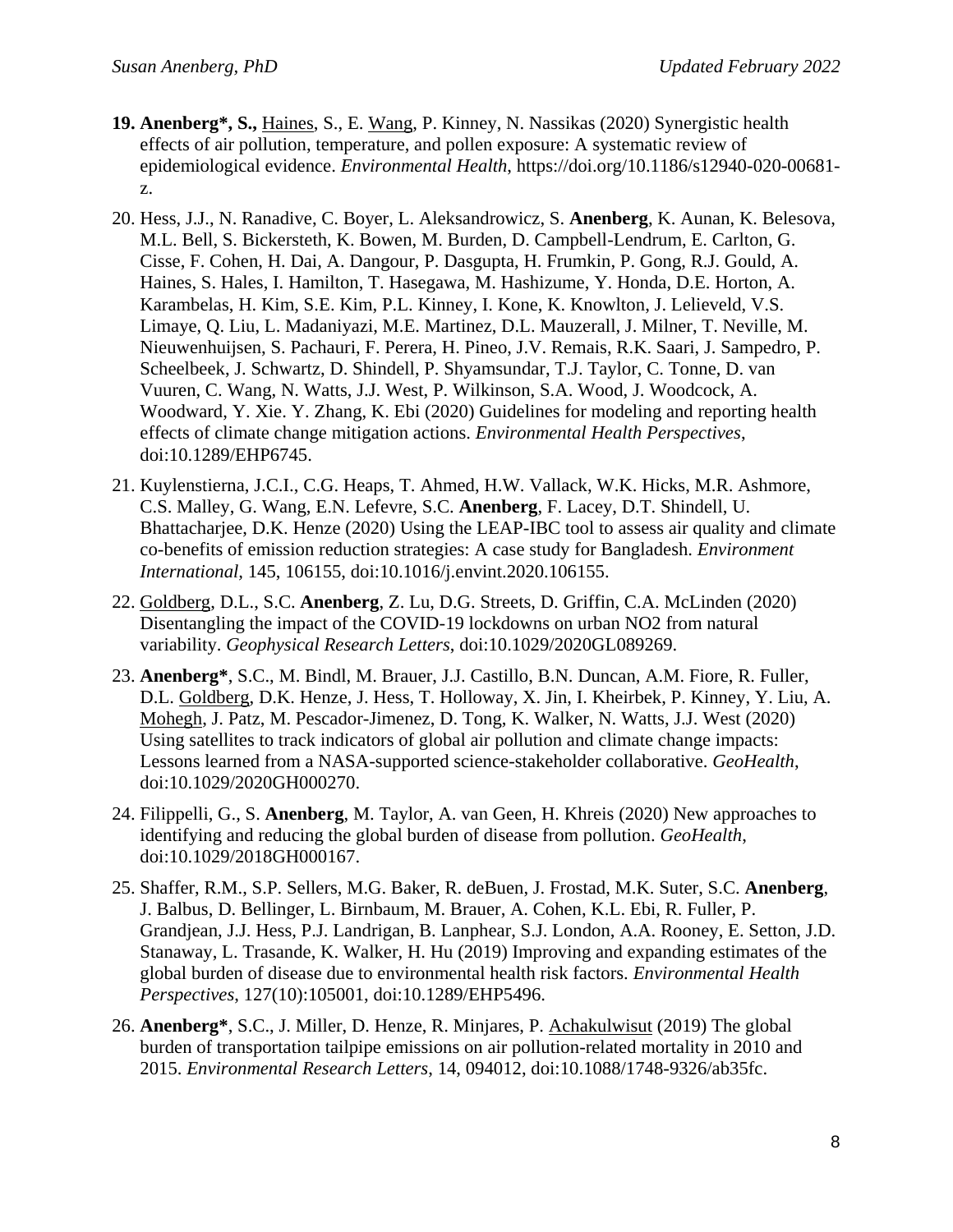19. **Anenberg\*, S.,** <u>Haines</u>, S., E. <u>Wang</u>, P. Kinney, N. Nassikas (2020) Synergistic health effects of air pollution, temperature, and pollen exposure: A systematic review of epidemiological evidence. *Environmental Health*, https://doi.org/10.1186/s12940-020-00681-z.

20. Hess, J.J., N. Ranadive, C. Boyer, L. Aleksandrowicz, S. **Anenberg**, K. Aunan, K. Belesova, M.L. Bell, S. Bickersteth, K. Bowen, M. Burden, D. Campbell-Lendrum, E. Carlton, G. Cisse, F. Cohen, H. Dai, A. Dangour, P. Dasgupta, H. Frumkin, P. Gong, R.J. Gould, A. Haines, S. Hales, I. Hamilton, T. Hasegawa, M. Hashizume, Y. Honda, D.E. Horton, A. Karambelas, H. Kim, S.E. Kim, P.L. Kinney, I. Kone, K. Knowlton, J. Lelieveld, V.S. Limaye, Q. Liu, L. Madaniyazi, M.E. Martinez, D.L. Mauzerall, J. Milner, T. Neville, M. Nieuwenhuijsen, S. Pachauri, F. Perera, H. Pineo, J.V. Remais, R.K. Saari, J. Sampedro, P. Scheelbeek, J. Schwartz, D. Shindell, P. Shyamsundar, T.J. Taylor, C. Tonne, D. van Vuuren, C. Wang, N. Watts, J.J. West, P. Wilkinson, S.A. Wood, J. Woodcock, A. Woodward, Y. Xie. Y. Zhang, K. Ebi (2020) Guidelines for modeling and reporting health effects of climate change mitigation actions. *Environmental Health Perspectives*, doi:10.1289/EHP6745.

21. Kuylenstierna, J.C.I., C.G. Heaps, T. Ahmed, H.W. Vallack, W.K. Hicks, M.R. Ashmore, C.S. Malley, G. Wang, E.N. Lefevre, S.C. **Anenberg**, F. Lacey, D.T. Shindell, U. Bhattacharjee, D.K. Henze (2020) Using the LEAP-IBC tool to assess air quality and climate co-benefits of emission reduction strategies: A case study for Bangladesh. *Environment International*, 145, 106155, doi:10.1016/j.envint.2020.106155.

22. <u>Goldberg</u>, D.L., S.C. **Anenberg**, Z. Lu, D.G. Streets, D. Griffin, C.A. McLinden (2020) Disentangling the impact of the COVID-19 lockdowns on urban NO2 from natural variability. *Geophysical Research Letters*, doi:10.1029/2020GL089269.

23. **Anenberg\***, S.C., M. Bindl, M. Brauer, J.J. Castillo, B.N. Duncan, A.M. Fiore, R. Fuller, D.L. <u>Goldberg</u>, D.K. Henze, J. Hess, T. Holloway, X. Jin, I. Kheirbek, P. Kinney, Y. Liu, A. <u>Mohegh</u>, J. Patz, M. Pescador-Jimenez, D. Tong, K. Walker, N. Watts, J.J. West (2020) Using satellites to track indicators of global air pollution and climate change impacts: Lessons learned from a NASA-supported science-stakeholder collaborative. *GeoHealth*, doi:10.1029/2020GH000270.

24. Filippelli, G., S. **Anenberg**, M. Taylor, A. van Geen, H. Khreis (2020) New approaches to identifying and reducing the global burden of disease from pollution. *GeoHealth*, doi:10.1029/2018GH000167.

25. Shaffer, R.M., S.P. Sellers, M.G. Baker, R. deBuen, J. Frostad, M.K. Suter, S.C. **Anenberg**, J. Balbus, D. Bellinger, L. Birnbaum, M. Brauer, A. Cohen, K.L. Ebi, R. Fuller, P. Grandjean, J.J. Hess, P.J. Landrigan, B. Lanphear, S.J. London, A.A. Rooney, E. Setton, J.D. Stanaway, L. Trasande, K. Walker, H. Hu (2019) Improving and expanding estimates of the global burden of disease due to environmental health risk factors. *Environmental Health Perspectives*, 127(10):105001, doi:10.1289/EHP5496.

26. **Anenberg\***, S.C., J. Miller, D. Henze, R. Minjares, P. <u>Achakulwisut</u> (2019) The global burden of transportation tailpipe emissions on air pollution-related mortality in 2010 and 2015. *Environmental Research Letters*, 14, 094012, doi:10.1088/1748-9326/ab35fc.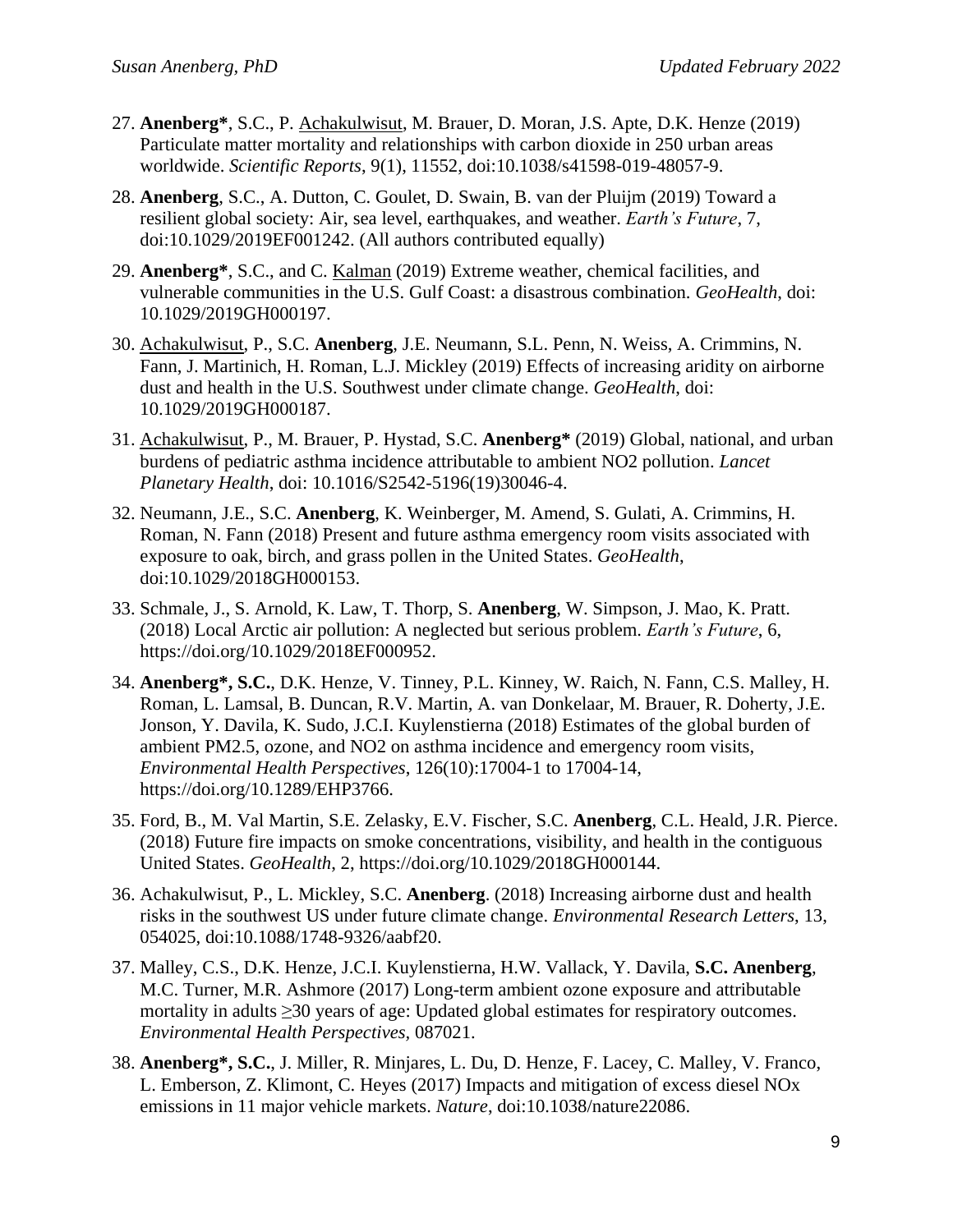27. **Anenberg***, S.C., P. Achakulwisut, M. Brauer, D. Moran, J.S. Apte, D.K. Henze (2019) Particulate matter mortality and relationships with carbon dioxide in 250 urban areas worldwide. *Scientific Reports*, 9(1), 11552, doi:10.1038/s41598-019-48057-9.

28. **Anenberg**, S.C., A. Dutton, C. Goulet, D. Swain, B. van der Pluijm (2019) Toward a resilient global society: Air, sea level, earthquakes, and weather. *Earth's Future*, 7, doi:10.1029/2019EF001242. (All authors contributed equally)

29. **Anenberg***, S.C., and C. Kalman (2019) Extreme weather, chemical facilities, and vulnerable communities in the U.S. Gulf Coast: a disastrous combination. *GeoHealth*, doi: 10.1029/2019GH000197.

30. Achakulwisut, P., S.C. **Anenberg**, J.E. Neumann, S.L. Penn, N. Weiss, A. Crimmins, N. Fann, J. Martinich, H. Roman, L.J. Mickley (2019) Effects of increasing aridity on airborne dust and health in the U.S. Southwest under climate change. *GeoHealth*, doi: 10.1029/2019GH000187.

31. Achakulwisut, P., M. Brauer, P. Hystad, S.C. **Anenberg*** (2019) Global, national, and urban burdens of pediatric asthma incidence attributable to ambient NO2 pollution. *Lancet Planetary Health*, doi: 10.1016/S2542-5196(19)30046-4.

32. Neumann, J.E., S.C. **Anenberg**, K. Weinberger, M. Amend, S. Gulati, A. Crimmins, H. Roman, N. Fann (2018) Present and future asthma emergency room visits associated with exposure to oak, birch, and grass pollen in the United States. *GeoHealth*, doi:10.1029/2018GH000153.

33. Schmale, J., S. Arnold, K. Law, T. Thorp, S. **Anenberg**, W. Simpson, J. Mao, K. Pratt. (2018) Local Arctic air pollution: A neglected but serious problem. *Earth's Future*, 6, https://doi.org/10.1029/2018EF000952.

34. **Anenberg*, S.C.**, D.K. Henze, V. Tinney, P.L. Kinney, W. Raich, N. Fann, C.S. Malley, H. Roman, L. Lamsal, B. Duncan, R.V. Martin, A. van Donkelaar, M. Brauer, R. Doherty, J.E. Jonson, Y. Davila, K. Sudo, J.C.I. Kuylenstierna (2018) Estimates of the global burden of ambient PM2.5, ozone, and NO2 on asthma incidence and emergency room visits, *Environmental Health Perspectives*, 126(10):17004-1 to 17004-14, https://doi.org/10.1289/EHP3766.

35. Ford, B., M. Val Martin, S.E. Zelasky, E.V. Fischer, S.C. **Anenberg**, C.L. Heald, J.R. Pierce. (2018) Future fire impacts on smoke concentrations, visibility, and health in the contiguous United States. *GeoHealth*, 2, https://doi.org/10.1029/2018GH000144.

36. Achakulwisut, P., L. Mickley, S.C. **Anenberg**. (2018) Increasing airborne dust and health risks in the southwest US under future climate change. *Environmental Research Letters*, 13, 054025, doi:10.1088/1748-9326/aabf20.

37. Malley, C.S., D.K. Henze, J.C.I. Kuylenstierna, H.W. Vallack, Y. Davila, **S.C. Anenberg**, M.C. Turner, M.R. Ashmore (2017) Long-term ambient ozone exposure and attributable mortality in adults $\geq$30 years of age: Updated global estimates for respiratory outcomes. *Environmental Health Perspectives*, 087021.

38. **Anenberg*, S.C.**, J. Miller, R. Minjares, L. Du, D. Henze, F. Lacey, C. Malley, V. Franco, L. Emberson, Z. Klimont, C. Heyes (2017) Impacts and mitigation of excess diesel NOx emissions in 11 major vehicle markets. *Nature*, doi:10.1038/nature22086.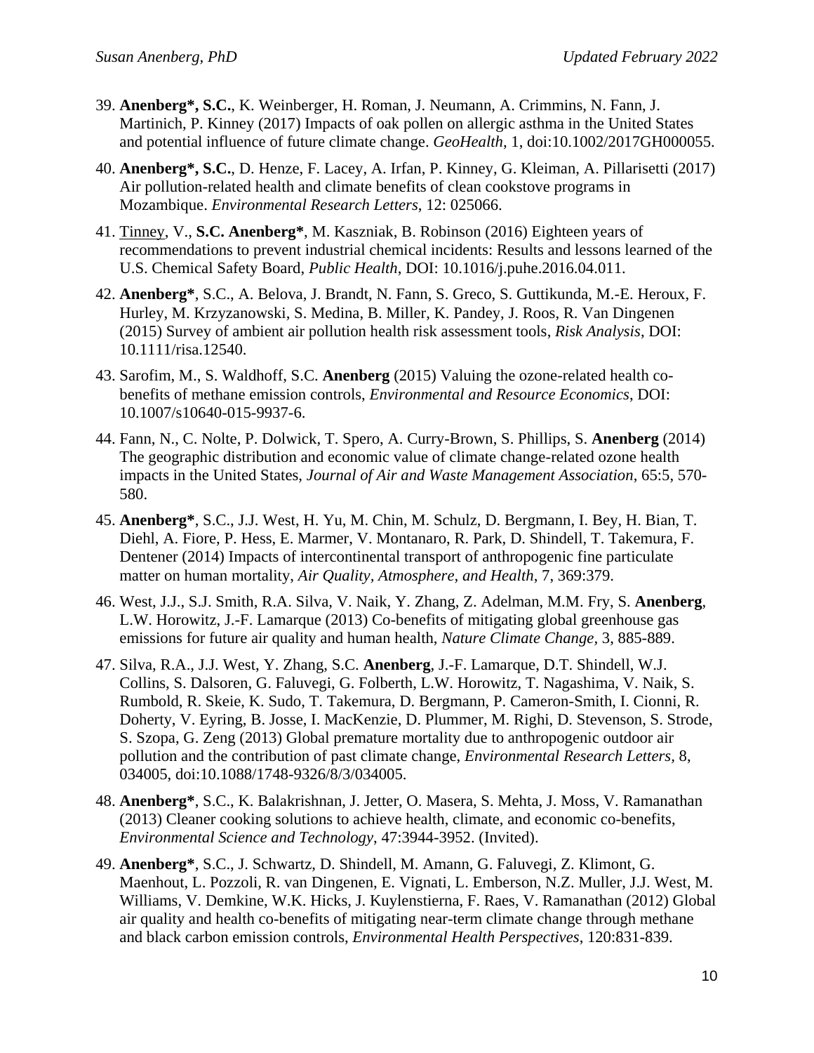39. **Anenberg*, S.C.**, K. Weinberger, H. Roman, J. Neumann, A. Crimmins, N. Fann, J. Martinich, P. Kinney (2017) Impacts of oak pollen on allergic asthma in the United States and potential influence of future climate change. *GeoHealth*, 1, doi:10.1002/2017GH000055.

40. **Anenberg*, S.C.**, D. Henze, F. Lacey, A. Irfan, P. Kinney, G. Kleiman, A. Pillarisetti (2017) Air pollution-related health and climate benefits of clean cookstove programs in Mozambique. *Environmental Research Letters*, 12: 025066.

41. <u>Tinney</u>, V., **S.C. Anenberg***, M. Kaszniak, B. Robinson (2016) Eighteen years of recommendations to prevent industrial chemical incidents: Results and lessons learned of the U.S. Chemical Safety Board, *Public Health*, DOI: 10.1016/j.puhe.2016.04.011.

42. **Anenberg***, S.C., A. Belova, J. Brandt, N. Fann, S. Greco, S. Guttikunda, M.-E. Heroux, F. Hurley, M. Krzyzanowski, S. Medina, B. Miller, K. Pandey, J. Roos, R. Van Dingenen (2015) Survey of ambient air pollution health risk assessment tools, *Risk Analysis*, DOI: 10.1111/risa.12540.

43. Sarofim, M., S. Waldhoff, S.C. **Anenberg** (2015) Valuing the ozone-related health co-benefits of methane emission controls, *Environmental and Resource Economics*, DOI: 10.1007/s10640-015-9937-6.

44. Fann, N., C. Nolte, P. Dolwick, T. Spero, A. Curry-Brown, S. Phillips, S. **Anenberg** (2014) The geographic distribution and economic value of climate change-related ozone health impacts in the United States, *Journal of Air and Waste Management Association*, 65:5, 570-580.

45. **Anenberg***, S.C., J.J. West, H. Yu, M. Chin, M. Schulz, D. Bergmann, I. Bey, H. Bian, T. Diehl, A. Fiore, P. Hess, E. Marmer, V. Montanaro, R. Park, D. Shindell, T. Takemura, F. Dentener (2014) Impacts of intercontinental transport of anthropogenic fine particulate matter on human mortality, *Air Quality, Atmosphere, and Health*, 7, 369:379.

46. West, J.J., S.J. Smith, R.A. Silva, V. Naik, Y. Zhang, Z. Adelman, M.M. Fry, S. **Anenberg**, L.W. Horowitz, J.-F. Lamarque (2013) Co-benefits of mitigating global greenhouse gas emissions for future air quality and human health, *Nature Climate Change,* 3, 885-889.

47. Silva, R.A., J.J. West, Y. Zhang, S.C. **Anenberg**, J.-F. Lamarque, D.T. Shindell, W.J. Collins, S. Dalsoren, G. Faluvegi, G. Folberth, L.W. Horowitz, T. Nagashima, V. Naik, S. Rumbold, R. Skeie, K. Sudo, T. Takemura, D. Bergmann, P. Cameron-Smith, I. Cionni, R. Doherty, V. Eyring, B. Josse, I. MacKenzie, D. Plummer, M. Righi, D. Stevenson, S. Strode, S. Szopa, G. Zeng (2013) Global premature mortality due to anthropogenic outdoor air pollution and the contribution of past climate change, *Environmental Research Letters,* 8, 034005, doi:10.1088/1748-9326/8/3/034005.

48. **Anenberg***, S.C., K. Balakrishnan, J. Jetter, O. Masera, S. Mehta, J. Moss, V. Ramanathan (2013) Cleaner cooking solutions to achieve health, climate, and economic co-benefits, *Environmental Science and Technology*, 47:3944-3952. (Invited).

49. **Anenberg***, S.C., J. Schwartz, D. Shindell, M. Amann, G. Faluvegi, Z. Klimont, G. Maenhout, L. Pozzoli, R. van Dingenen, E. Vignati, L. Emberson, N.Z. Muller, J.J. West, M. Williams, V. Demkine, W.K. Hicks, J. Kuylenstierna, F. Raes, V. Ramanathan (2012) Global air quality and health co-benefits of mitigating near-term climate change through methane and black carbon emission controls, *Environmental Health Perspectives*, 120:831-839.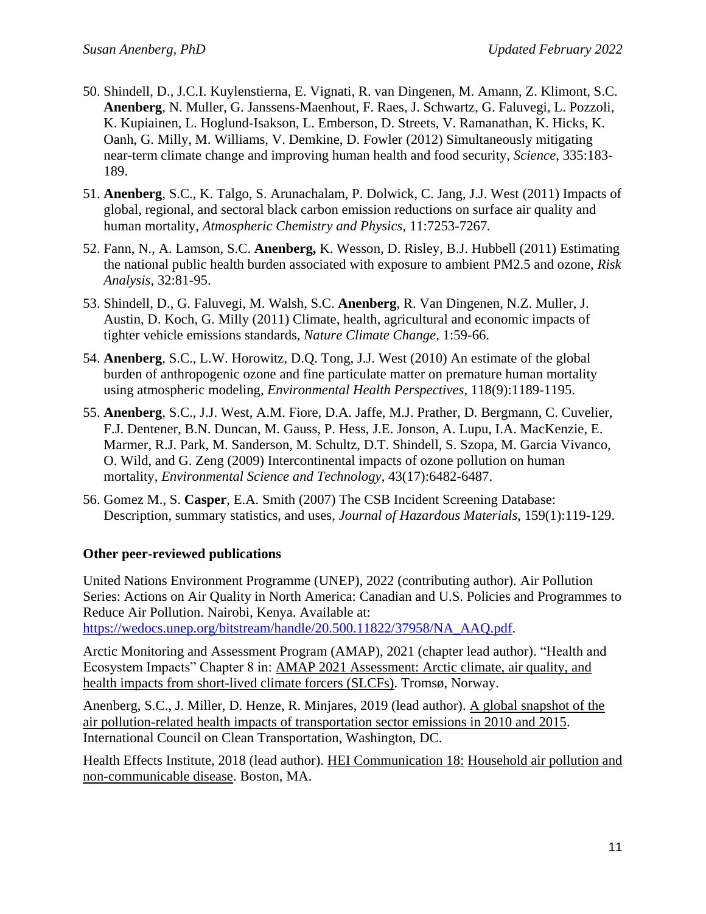50. Shindell, D., J.C.I. Kuylenstierna, E. Vignati, R. van Dingenen, M. Amann, Z. Klimont, S.C. **Anenberg**, N. Muller, G. Janssens-Maenhout, F. Raes, J. Schwartz, G. Faluvegi, L. Pozzoli, K. Kupiainen, L. Hoglund-Isakson, L. Emberson, D. Streets, V. Ramanathan, K. Hicks, K. Oanh, G. Milly, M. Williams, V. Demkine, D. Fowler (2012) Simultaneously mitigating near-term climate change and improving human health and food security, *Science*, 335:183-189.

51. **Anenberg**, S.C., K. Talgo, S. Arunachalam, P. Dolwick, C. Jang, J.J. West (2011) Impacts of global, regional, and sectoral black carbon emission reductions on surface air quality and human mortality, *Atmospheric Chemistry and Physics*, 11:7253-7267.

52. Fann, N., A. Lamson, S.C. **Anenberg,** K. Wesson, D. Risley, B.J. Hubbell (2011) Estimating the national public health burden associated with exposure to ambient PM2.5 and ozone, *Risk Analysis*, 32:81-95.

53. Shindell, D., G. Faluvegi, M. Walsh, S.C. **Anenberg**, R. Van Dingenen, N.Z. Muller, J. Austin, D. Koch, G. Milly (2011) Climate, health, agricultural and economic impacts of tighter vehicle emissions standards, *Nature Climate Change*, 1:59-66.

54. **Anenberg**, S.C., L.W. Horowitz, D.Q. Tong, J.J. West (2010) An estimate of the global burden of anthropogenic ozone and fine particulate matter on premature human mortality using atmospheric modeling, *Environmental Health Perspectives*, 118(9):1189-1195.

55. **Anenberg**, S.C., J.J. West, A.M. Fiore, D.A. Jaffe, M.J. Prather, D. Bergmann, C. Cuvelier, F.J. Dentener, B.N. Duncan, M. Gauss, P. Hess, J.E. Jonson, A. Lupu, I.A. MacKenzie, E. Marmer, R.J. Park, M. Sanderson, M. Schultz, D.T. Shindell, S. Szopa, M. Garcia Vivanco, O. Wild, and G. Zeng (2009) Intercontinental impacts of ozone pollution on human mortality, *Environmental Science and Technology*, 43(17):6482-6487.

56. Gomez M., S. **Casper**, E.A. Smith (2007) The CSB Incident Screening Database: Description, summary statistics, and uses, *Journal of Hazardous Materials*, 159(1):119-129.

### Other peer-reviewed publications

United Nations Environment Programme (UNEP), 2022 (contributing author). Air Pollution Series: Actions on Air Quality in North America: Canadian and U.S. Policies and Programmes to Reduce Air Pollution. Nairobi, Kenya. Available at: https://wedocs.unep.org/bitstream/handle/20.500.11822/37958/NA_AAQ.pdf.

Arctic Monitoring and Assessment Program (AMAP), 2021 (chapter lead author). "Health and Ecosystem Impacts" Chapter 8 in: AMAP 2021 Assessment: Arctic climate, air quality, and health impacts from short-lived climate forcers (SLCFs). Tromsø, Norway.

Anenberg, S.C., J. Miller, D. Henze, R. Minjares, 2019 (lead author). A global snapshot of the air pollution-related health impacts of transportation sector emissions in 2010 and 2015. International Council on Clean Transportation, Washington, DC.

Health Effects Institute, 2018 (lead author). HEI Communication 18: Household air pollution and non-communicable disease. Boston, MA.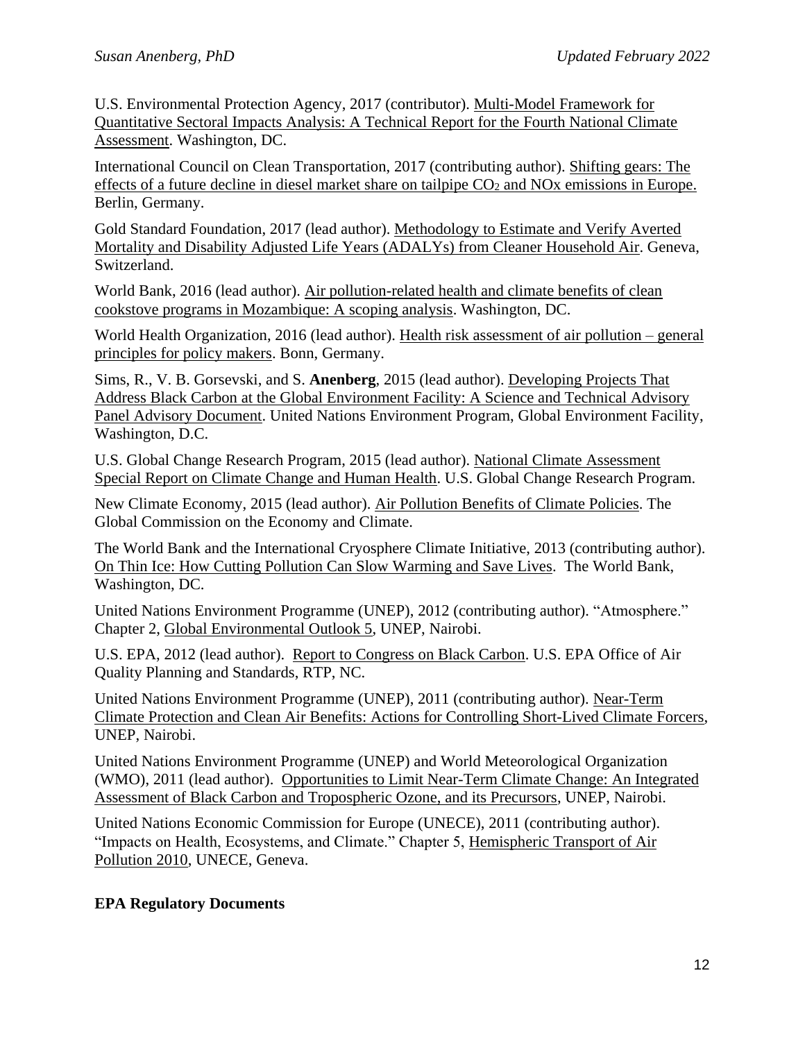U.S. Environmental Protection Agency, 2017 (contributor). Multi-Model Framework for Quantitative Sectoral Impacts Analysis: A Technical Report for the Fourth National Climate Assessment. Washington, DC.

International Council on Clean Transportation, 2017 (contributing author). Shifting gears: The effects of a future decline in diesel market share on tailpipe $CO_2$ and NOx emissions in Europe. Berlin, Germany.

Gold Standard Foundation, 2017 (lead author). Methodology to Estimate and Verify Averted Mortality and Disability Adjusted Life Years (ADALYs) from Cleaner Household Air. Geneva, Switzerland.

World Bank, 2016 (lead author). Air pollution-related health and climate benefits of clean cookstove programs in Mozambique: A scoping analysis. Washington, DC.

World Health Organization, 2016 (lead author). Health risk assessment of air pollution – general principles for policy makers. Bonn, Germany.

Sims, R., V. B. Gorsevski, and S. **Anenberg**, 2015 (lead author). Developing Projects That Address Black Carbon at the Global Environment Facility: A Science and Technical Advisory Panel Advisory Document. United Nations Environment Program, Global Environment Facility, Washington, D.C.

U.S. Global Change Research Program, 2015 (lead author). National Climate Assessment Special Report on Climate Change and Human Health. U.S. Global Change Research Program.

New Climate Economy, 2015 (lead author). Air Pollution Benefits of Climate Policies. The Global Commission on the Economy and Climate.

The World Bank and the International Cryosphere Climate Initiative, 2013 (contributing author). On Thin Ice: How Cutting Pollution Can Slow Warming and Save Lives. The World Bank, Washington, DC.

United Nations Environment Programme (UNEP), 2012 (contributing author). "Atmosphere." Chapter 2, Global Environmental Outlook 5, UNEP, Nairobi.

U.S. EPA, 2012 (lead author). Report to Congress on Black Carbon. U.S. EPA Office of Air Quality Planning and Standards, RTP, NC.

United Nations Environment Programme (UNEP), 2011 (contributing author). Near-Term Climate Protection and Clean Air Benefits: Actions for Controlling Short-Lived Climate Forcers, UNEP, Nairobi.

United Nations Environment Programme (UNEP) and World Meteorological Organization (WMO), 2011 (lead author). Opportunities to Limit Near-Term Climate Change: An Integrated Assessment of Black Carbon and Tropospheric Ozone, and its Precursors, UNEP, Nairobi.

United Nations Economic Commission for Europe (UNECE), 2011 (contributing author). "Impacts on Health, Ecosystems, and Climate." Chapter 5, Hemispheric Transport of Air Pollution 2010, UNECE, Geneva.

**EPA Regulatory Documents**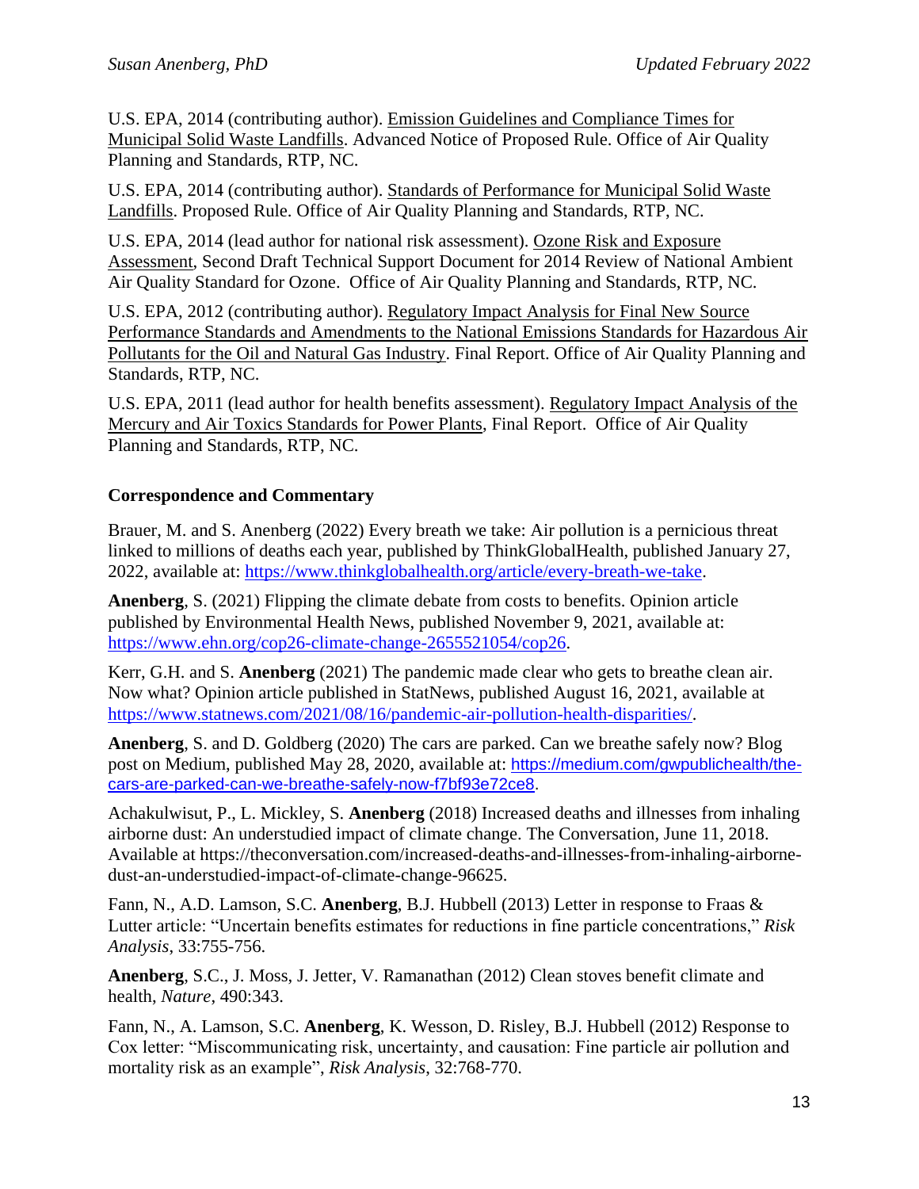U.S. EPA, 2014 (contributing author). Emission Guidelines and Compliance Times for Municipal Solid Waste Landfills. Advanced Notice of Proposed Rule. Office of Air Quality Planning and Standards, RTP, NC.

U.S. EPA, 2014 (contributing author). Standards of Performance for Municipal Solid Waste Landfills. Proposed Rule. Office of Air Quality Planning and Standards, RTP, NC.

U.S. EPA, 2014 (lead author for national risk assessment). Ozone Risk and Exposure Assessment, Second Draft Technical Support Document for 2014 Review of National Ambient Air Quality Standard for Ozone. Office of Air Quality Planning and Standards, RTP, NC.

U.S. EPA, 2012 (contributing author). Regulatory Impact Analysis for Final New Source Performance Standards and Amendments to the National Emissions Standards for Hazardous Air Pollutants for the Oil and Natural Gas Industry. Final Report. Office of Air Quality Planning and Standards, RTP, NC.

U.S. EPA, 2011 (lead author for health benefits assessment). Regulatory Impact Analysis of the Mercury and Air Toxics Standards for Power Plants, Final Report. Office of Air Quality Planning and Standards, RTP, NC.

**Correspondence and Commentary**

Brauer, M. and S. Anenberg (2022) Every breath we take: Air pollution is a pernicious threat linked to millions of deaths each year, published by ThinkGlobalHealth, published January 27, 2022, available at: https://www.thinkglobalhealth.org/article/every-breath-we-take.

**Anenberg**, S. (2021) Flipping the climate debate from costs to benefits. Opinion article published by Environmental Health News, published November 9, 2021, available at: https://www.ehn.org/cop26-climate-change-2655521054/cop26.

Kerr, G.H. and S. **Anenberg** (2021) The pandemic made clear who gets to breathe clean air. Now what? Opinion article published in StatNews, published August 16, 2021, available at https://www.statnews.com/2021/08/16/pandemic-air-pollution-health-disparities/.

**Anenberg**, S. and D. Goldberg (2020) The cars are parked. Can we breathe safely now? Blog post on Medium, published May 28, 2020, available at: https://medium.com/gwpublichealth/the-cars-are-parked-can-we-breathe-safely-now-f7bf93e72ce8.

Achakulwisut, P., L. Mickley, S. **Anenberg** (2018) Increased deaths and illnesses from inhaling airborne dust: An understudied impact of climate change. The Conversation, June 11, 2018. Available at https://theconversation.com/increased-deaths-and-illnesses-from-inhaling-airborne-dust-an-understudied-impact-of-climate-change-96625.

Fann, N., A.D. Lamson, S.C. **Anenberg**, B.J. Hubbell (2013) Letter in response to Fraas & Lutter article: "Uncertain benefits estimates for reductions in fine particle concentrations," *Risk Analysis*, 33:755-756.

**Anenberg**, S.C., J. Moss, J. Jetter, V. Ramanathan (2012) Clean stoves benefit climate and health, *Nature*, 490:343.

Fann, N., A. Lamson, S.C. **Anenberg**, K. Wesson, D. Risley, B.J. Hubbell (2012) Response to Cox letter: "Miscommunicating risk, uncertainty, and causation: Fine particle air pollution and mortality risk as an example", *Risk Analysis*, 32:768-770.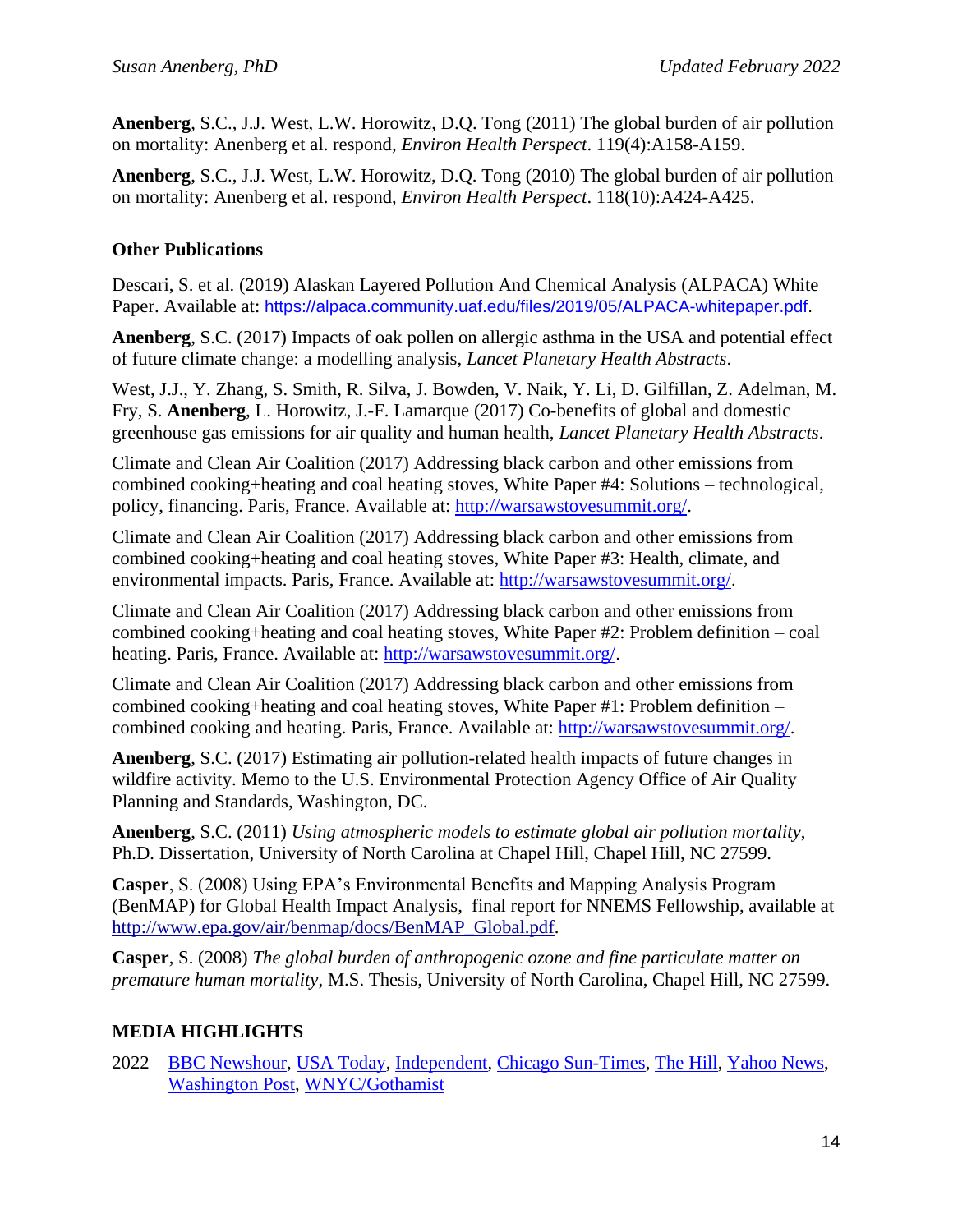**Anenberg**, S.C., J.J. West, L.W. Horowitz, D.Q. Tong (2011) The global burden of air pollution on mortality: Anenberg et al. respond, *Environ Health Perspect*. 119(4):A158-A159.

**Anenberg**, S.C., J.J. West, L.W. Horowitz, D.Q. Tong (2010) The global burden of air pollution on mortality: Anenberg et al. respond, *Environ Health Perspect*. 118(10):A424-A425.

### Other Publications

Descari, S. et al. (2019) Alaskan Layered Pollution And Chemical Analysis (ALPACA) White Paper. Available at: https://alpaca.community.uaf.edu/files/2019/05/ALPACA-whitepaper.pdf.

**Anenberg**, S.C. (2017) Impacts of oak pollen on allergic asthma in the USA and potential effect of future climate change: a modelling analysis, *Lancet Planetary Health Abstracts*.

West, J.J., Y. Zhang, S. Smith, R. Silva, J. Bowden, V. Naik, Y. Li, D. Gilfillan, Z. Adelman, M. Fry, S. **Anenberg**, L. Horowitz, J.-F. Lamarque (2017) Co-benefits of global and domestic greenhouse gas emissions for air quality and human health, *Lancet Planetary Health Abstracts*.

Climate and Clean Air Coalition (2017) Addressing black carbon and other emissions from combined cooking+heating and coal heating stoves, White Paper #4: Solutions – technological, policy, financing. Paris, France. Available at: http://warsawstovesummit.org/.

Climate and Clean Air Coalition (2017) Addressing black carbon and other emissions from combined cooking+heating and coal heating stoves, White Paper #3: Health, climate, and environmental impacts. Paris, France. Available at: http://warsawstovesummit.org/.

Climate and Clean Air Coalition (2017) Addressing black carbon and other emissions from combined cooking+heating and coal heating stoves, White Paper #2: Problem definition – coal heating. Paris, France. Available at: http://warsawstovesummit.org/.

Climate and Clean Air Coalition (2017) Addressing black carbon and other emissions from combined cooking+heating and coal heating stoves, White Paper #1: Problem definition – combined cooking and heating. Paris, France. Available at: http://warsawstovesummit.org/.

**Anenberg**, S.C. (2017) Estimating air pollution-related health impacts of future changes in wildfire activity. Memo to the U.S. Environmental Protection Agency Office of Air Quality Planning and Standards, Washington, DC.

**Anenberg**, S.C. (2011) *Using atmospheric models to estimate global air pollution mortality*, Ph.D. Dissertation, University of North Carolina at Chapel Hill, Chapel Hill, NC 27599.

**Casper**, S. (2008) Using EPA's Environmental Benefits and Mapping Analysis Program (BenMAP) for Global Health Impact Analysis, final report for NNEMS Fellowship, available at http://www.epa.gov/air/benmap/docs/BenMAP_Global.pdf.

**Casper**, S. (2008) *The global burden of anthropogenic ozone and fine particulate matter on premature human mortality*, M.S. Thesis, University of North Carolina, Chapel Hill, NC 27599.

## MEDIA HIGHLIGHTS

2022 BBC Newshour, USA Today, Independent, Chicago Sun-Times, The Hill, Yahoo News, Washington Post, WNYC/Gothamist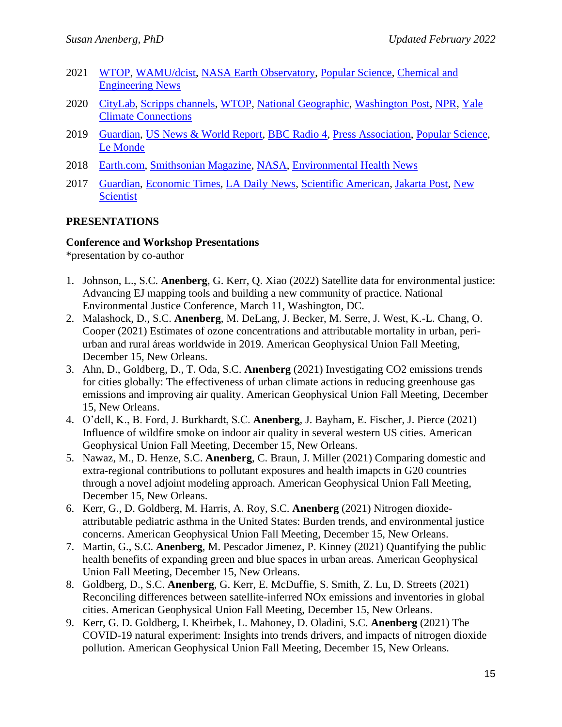2021 WTOP, WAMU/dcist, NASA Earth Observatory, Popular Science, Chemical and Engineering News

2020 CityLab, Scripps channels, WTOP, National Geographic, Washington Post, NPR, Yale Climate Connections

2019 Guardian, US News & World Report, BBC Radio 4, Press Association, Popular Science, Le Monde

2018 Earth.com, Smithsonian Magazine, NASA, Environmental Health News

2017 Guardian, Economic Times, LA Daily News, Scientific American, Jakarta Post, New Scientist

## PRESENTATIONS

### Conference and Workshop Presentations

*presentation by co-author

1. Johnson, L., S.C. **Anenberg**, G. Kerr, Q. Xiao (2022) Satellite data for environmental justice: Advancing EJ mapping tools and building a new community of practice. National Environmental Justice Conference, March 11, Washington, DC.
2. Malashock, D., S.C. **Anenberg**, M. DeLang, J. Becker, M. Serre, J. West, K.-L. Chang, O. Cooper (2021) Estimates of ozone concentrations and attributable mortality in urban, peri-urban and rural áreas worldwide in 2019. American Geophysical Union Fall Meeting, December 15, New Orleans.
3. Ahn, D., Goldberg, D., T. Oda, S.C. **Anenberg** (2021) Investigating CO2 emissions trends for cities globally: The effectiveness of urban climate actions in reducing greenhouse gas emissions and improving air quality. American Geophysical Union Fall Meeting, December 15, New Orleans.
4. O'dell, K., B. Ford, J. Burkhardt, S.C. **Anenberg**, J. Bayham, E. Fischer, J. Pierce (2021) Influence of wildfire smoke on indoor air quality in several western US cities. American Geophysical Union Fall Meeting, December 15, New Orleans.
5. Nawaz, M., D. Henze, S.C. **Anenberg**, C. Braun, J. Miller (2021) Comparing domestic and extra-regional contributions to pollutant exposures and health imapcts in G20 countries through a novel adjoint modeling approach. American Geophysical Union Fall Meeting, December 15, New Orleans.
6. Kerr, G., D. Goldberg, M. Harris, A. Roy, S.C. **Anenberg** (2021) Nitrogen dioxide-attributable pediatric asthma in the United States: Burden trends, and environmental justice concerns. American Geophysical Union Fall Meeting, December 15, New Orleans.
7. Martin, G., S.C. **Anenberg**, M. Pescador Jimenez, P. Kinney (2021) Quantifying the public health benefits of expanding green and blue spaces in urban areas. American Geophysical Union Fall Meeting, December 15, New Orleans.
8. Goldberg, D., S.C. **Anenberg**, G. Kerr, E. McDuffie, S. Smith, Z. Lu, D. Streets (2021) Reconciling differences between satellite-inferred NOx emissions and inventories in global cities. American Geophysical Union Fall Meeting, December 15, New Orleans.
9. Kerr, G. D. Goldberg, I. Kheirbek, L. Mahoney, D. Oladini, S.C. **Anenberg** (2021) The COVID-19 natural experiment: Insights into trends drivers, and impacts of nitrogen dioxide pollution. American Geophysical Union Fall Meeting, December 15, New Orleans.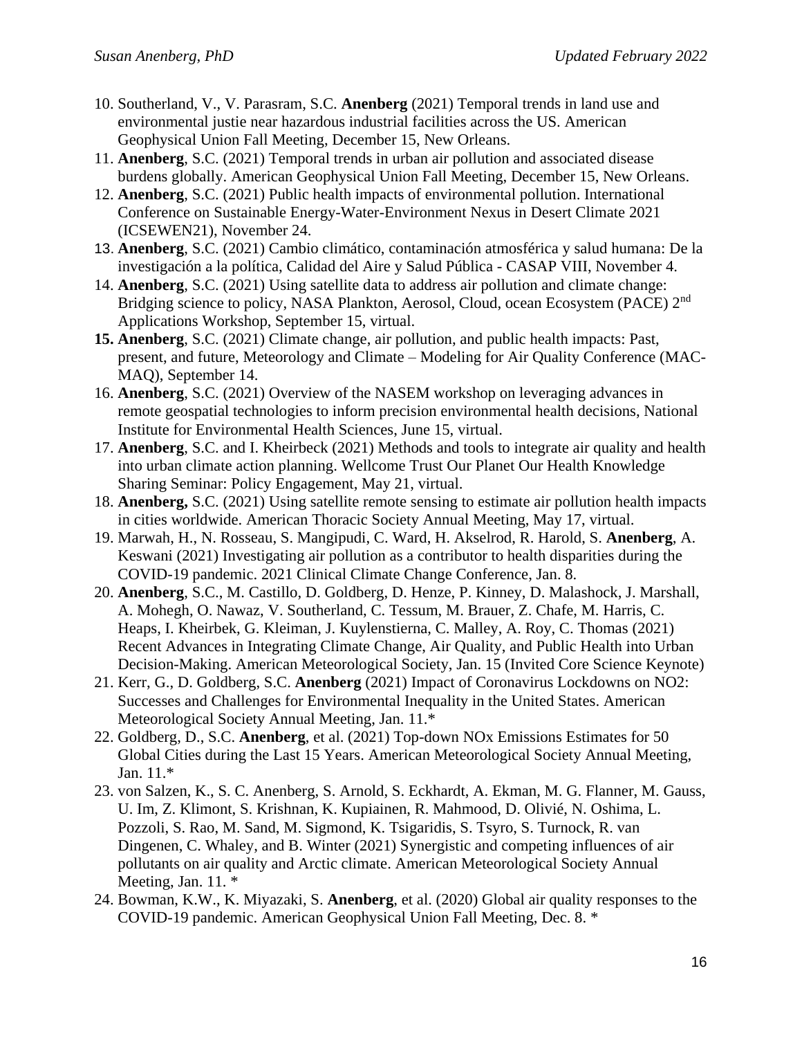10. Southerland, V., V. Parasram, S.C. **Anenberg** (2021) Temporal trends in land use and environmental justie near hazardous industrial facilities across the US. American Geophysical Union Fall Meeting, December 15, New Orleans.
11. **Anenberg**, S.C. (2021) Temporal trends in urban air pollution and associated disease burdens globally. American Geophysical Union Fall Meeting, December 15, New Orleans.
12. **Anenberg**, S.C. (2021) Public health impacts of environmental pollution. International Conference on Sustainable Energy-Water-Environment Nexus in Desert Climate 2021 (ICSEWEN21), November 24.
13. **Anenberg**, S.C. (2021) Cambio climático, contaminación atmosférica y salud humana: De la investigación a la política, Calidad del Aire y Salud Pública - CASAP VIII, November 4.
14. **Anenberg**, S.C. (2021) Using satellite data to address air pollution and climate change: Bridging science to policy, NASA Plankton, Aerosol, Cloud, ocean Ecosystem (PACE) 2[nd] Applications Workshop, September 15, virtual.
15. **Anenberg**, S.C. (2021) Climate change, air pollution, and public health impacts: Past, present, and future, Meteorology and Climate – Modeling for Air Quality Conference (MAC-MAQ), September 14.
16. **Anenberg**, S.C. (2021) Overview of the NASEM workshop on leveraging advances in remote geospatial technologies to inform precision environmental health decisions, National Institute for Environmental Health Sciences, June 15, virtual.
17. **Anenberg**, S.C. and I. Kheirbeck (2021) Methods and tools to integrate air quality and health into urban climate action planning. Wellcome Trust Our Planet Our Health Knowledge Sharing Seminar: Policy Engagement, May 21, virtual.
18. **Anenberg,** S.C. (2021) Using satellite remote sensing to estimate air pollution health impacts in cities worldwide. American Thoracic Society Annual Meeting, May 17, virtual.
19. Marwah, H., N. Rosseau, S. Mangipudi, C. Ward, H. Akselrod, R. Harold, S. **Anenberg**, A. Keswani (2021) Investigating air pollution as a contributor to health disparities during the COVID-19 pandemic. 2021 Clinical Climate Change Conference, Jan. 8.
20. **Anenberg**, S.C., M. Castillo, D. Goldberg, D. Henze, P. Kinney, D. Malashock, J. Marshall, A. Mohegh, O. Nawaz, V. Southerland, C. Tessum, M. Brauer, Z. Chafe, M. Harris, C. Heaps, I. Kheirbek, G. Kleiman, J. Kuylenstierna, C. Malley, A. Roy, C. Thomas (2021) Recent Advances in Integrating Climate Change, Air Quality, and Public Health into Urban Decision-Making. American Meteorological Society, Jan. 15 (Invited Core Science Keynote)
21. Kerr, G., D. Goldberg, S.C. **Anenberg** (2021) Impact of Coronavirus Lockdowns on NO2: Successes and Challenges for Environmental Inequality in the United States. American Meteorological Society Annual Meeting, Jan. 11.*
22. Goldberg, D., S.C. **Anenberg**, et al. (2021) Top-down NOx Emissions Estimates for 50 Global Cities during the Last 15 Years. American Meteorological Society Annual Meeting, Jan. 11.*
23. von Salzen, K., S. C. Anenberg, S. Arnold, S. Eckhardt, A. Ekman, M. G. Flanner, M. Gauss, U. Im, Z. Klimont, S. Krishnan, K. Kupiainen, R. Mahmood, D. Olivié, N. Oshima, L. Pozzoli, S. Rao, M. Sand, M. Sigmond, K. Tsigaridis, S. Tsyro, S. Turnock, R. van Dingenen, C. Whaley, and B. Winter (2021) Synergistic and competing influences of air pollutants on air quality and Arctic climate. American Meteorological Society Annual Meeting, Jan. 11. *
24. Bowman, K.W., K. Miyazaki, S. **Anenberg**, et al. (2020) Global air quality responses to the COVID-19 pandemic. American Geophysical Union Fall Meeting, Dec. 8. *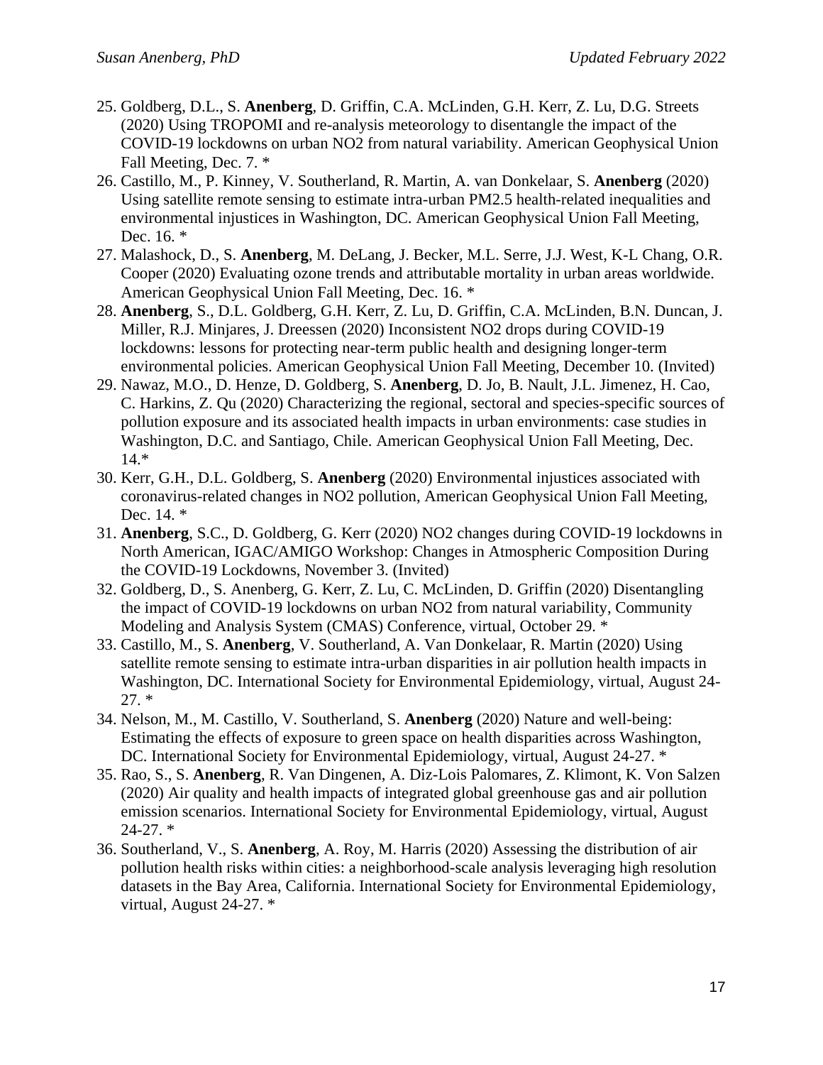25. Goldberg, D.L., S. **Anenberg**, D. Griffin, C.A. McLinden, G.H. Kerr, Z. Lu, D.G. Streets (2020) Using TROPOMI and re-analysis meteorology to disentangle the impact of the COVID-19 lockdowns on urban $NO_2$ from natural variability. American Geophysical Union Fall Meeting, Dec. 7. *
26. Castillo, M., P. Kinney, V. Southerland, R. Martin, A. van Donkelaar, S. **Anenberg** (2020) Using satellite remote sensing to estimate intra-urban $PM_{2.5}$ health-related inequalities and environmental injustices in Washington, DC. American Geophysical Union Fall Meeting, Dec. 16. *
27. Malashock, D., S. **Anenberg**, M. DeLang, J. Becker, M.L. Serre, J.J. West, K-L Chang, O.R. Cooper (2020) Evaluating ozone trends and attributable mortality in urban areas worldwide. American Geophysical Union Fall Meeting, Dec. 16. *
28. **Anenberg**, S., D.L. Goldberg, G.H. Kerr, Z. Lu, D. Griffin, C.A. McLinden, B.N. Duncan, J. Miller, R.J. Minjares, J. Dreessen (2020) Inconsistent $NO_2$ drops during COVID-19 lockdowns: lessons for protecting near-term public health and designing longer-term environmental policies. American Geophysical Union Fall Meeting, December 10. (Invited)
29. Nawaz, M.O., D. Henze, D. Goldberg, S. **Anenberg**, D. Jo, B. Nault, J.L. Jimenez, H. Cao, C. Harkins, Z. Qu (2020) Characterizing the regional, sectoral and species-specific sources of pollution exposure and its associated health impacts in urban environments: case studies in Washington, D.C. and Santiago, Chile. American Geophysical Union Fall Meeting, Dec. 14.*
30. Kerr, G.H., D.L. Goldberg, S. **Anenberg** (2020) Environmental injustices associated with coronavirus-related changes in $NO_2$ pollution, American Geophysical Union Fall Meeting, Dec. 14. *
31. **Anenberg**, S.C., D. Goldberg, G. Kerr (2020) $NO_2$ changes during COVID-19 lockdowns in North American, IGAC/AMIGO Workshop: Changes in Atmospheric Composition During the COVID-19 Lockdowns, November 3. (Invited)
32. Goldberg, D., S. Anenberg, G. Kerr, Z. Lu, C. McLinden, D. Griffin (2020) Disentangling the impact of COVID-19 lockdowns on urban $NO_2$ from natural variability, Community Modeling and Analysis System (CMAS) Conference, virtual, October 29. *
33. Castillo, M., S. **Anenberg**, V. Southerland, A. Van Donkelaar, R. Martin (2020) Using satellite remote sensing to estimate intra-urban disparities in air pollution health impacts in Washington, DC. International Society for Environmental Epidemiology, virtual, August 24-27. *
34. Nelson, M., M. Castillo, V. Southerland, S. **Anenberg** (2020) Nature and well-being: Estimating the effects of exposure to green space on health disparities across Washington, DC. International Society for Environmental Epidemiology, virtual, August 24-27. *
35. Rao, S., S. **Anenberg**, R. Van Dingenen, A. Diz-Lois Palomares, Z. Klimont, K. Von Salzen (2020) Air quality and health impacts of integrated global greenhouse gas and air pollution emission scenarios. International Society for Environmental Epidemiology, virtual, August 24-27. *
36. Southerland, V., S. **Anenberg**, A. Roy, M. Harris (2020) Assessing the distribution of air pollution health risks within cities: a neighborhood-scale analysis leveraging high resolution datasets in the Bay Area, California. International Society for Environmental Epidemiology, virtual, August 24-27. *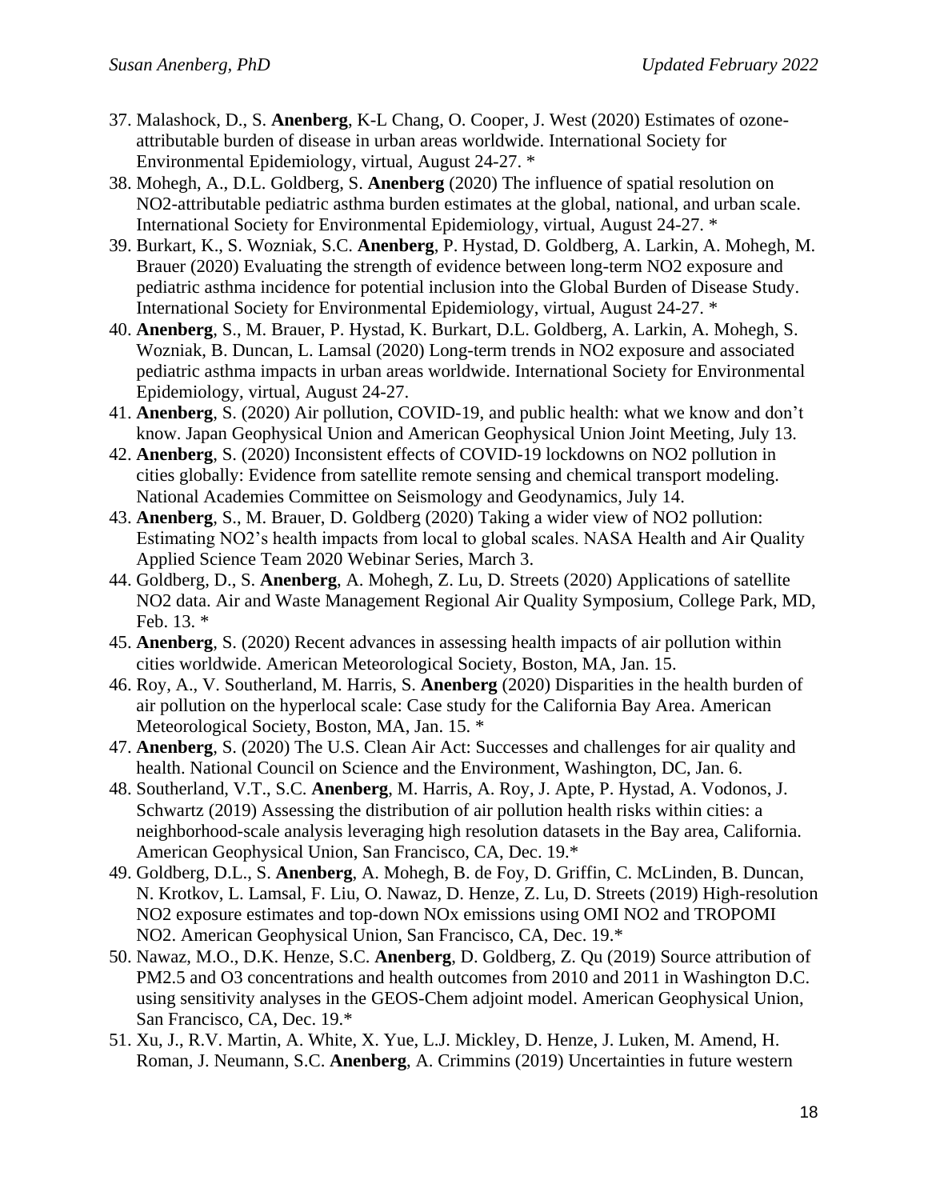37. Malashock, D., S. **Anenberg**, K-L Chang, O. Cooper, J. West (2020) Estimates of ozone-attributable burden of disease in urban areas worldwide. International Society for Environmental Epidemiology, virtual, August 24-27. *
38. Mohegh, A., D.L. Goldberg, S. **Anenberg** (2020) The influence of spatial resolution on NO2-attributable pediatric asthma burden estimates at the global, national, and urban scale. International Society for Environmental Epidemiology, virtual, August 24-27. *
39. Burkart, K., S. Wozniak, S.C. **Anenberg**, P. Hystad, D. Goldberg, A. Larkin, A. Mohegh, M. Brauer (2020) Evaluating the strength of evidence between long-term NO2 exposure and pediatric asthma incidence for potential inclusion into the Global Burden of Disease Study. International Society for Environmental Epidemiology, virtual, August 24-27. *
40. **Anenberg**, S., M. Brauer, P. Hystad, K. Burkart, D.L. Goldberg, A. Larkin, A. Mohegh, S. Wozniak, B. Duncan, L. Lamsal (2020) Long-term trends in NO2 exposure and associated pediatric asthma impacts in urban areas worldwide. International Society for Environmental Epidemiology, virtual, August 24-27.
41. **Anenberg**, S. (2020) Air pollution, COVID-19, and public health: what we know and don't know. Japan Geophysical Union and American Geophysical Union Joint Meeting, July 13.
42. **Anenberg**, S. (2020) Inconsistent effects of COVID-19 lockdowns on NO2 pollution in cities globally: Evidence from satellite remote sensing and chemical transport modeling. National Academies Committee on Seismology and Geodynamics, July 14.
43. **Anenberg**, S., M. Brauer, D. Goldberg (2020) Taking a wider view of NO2 pollution: Estimating NO2's health impacts from local to global scales. NASA Health and Air Quality Applied Science Team 2020 Webinar Series, March 3.
44. Goldberg, D., S. **Anenberg**, A. Mohegh, Z. Lu, D. Streets (2020) Applications of satellite NO2 data. Air and Waste Management Regional Air Quality Symposium, College Park, MD, Feb. 13. *
45. **Anenberg**, S. (2020) Recent advances in assessing health impacts of air pollution within cities worldwide. American Meteorological Society, Boston, MA, Jan. 15.
46. Roy, A., V. Southerland, M. Harris, S. **Anenberg** (2020) Disparities in the health burden of air pollution on the hyperlocal scale: Case study for the California Bay Area. American Meteorological Society, Boston, MA, Jan. 15. *
47. **Anenberg**, S. (2020) The U.S. Clean Air Act: Successes and challenges for air quality and health. National Council on Science and the Environment, Washington, DC, Jan. 6.
48. Southerland, V.T., S.C. **Anenberg**, M. Harris, A. Roy, J. Apte, P. Hystad, A. Vodonos, J. Schwartz (2019) Assessing the distribution of air pollution health risks within cities: a neighborhood-scale analysis leveraging high resolution datasets in the Bay area, California. American Geophysical Union, San Francisco, CA, Dec. 19.*
49. Goldberg, D.L., S. **Anenberg**, A. Mohegh, B. de Foy, D. Griffin, C. McLinden, B. Duncan, N. Krotkov, L. Lamsal, F. Liu, O. Nawaz, D. Henze, Z. Lu, D. Streets (2019) High-resolution NO2 exposure estimates and top-down NOx emissions using OMI NO2 and TROPOMI NO2. American Geophysical Union, San Francisco, CA, Dec. 19.*
50. Nawaz, M.O., D.K. Henze, S.C. **Anenberg**, D. Goldberg, Z. Qu (2019) Source attribution of PM2.5 and O3 concentrations and health outcomes from 2010 and 2011 in Washington D.C. using sensitivity analyses in the GEOS-Chem adjoint model. American Geophysical Union, San Francisco, CA, Dec. 19.*
51. Xu, J., R.V. Martin, A. White, X. Yue, L.J. Mickley, D. Henze, J. Luken, M. Amend, H. Roman, J. Neumann, S.C. **Anenberg**, A. Crimmins (2019) Uncertainties in future western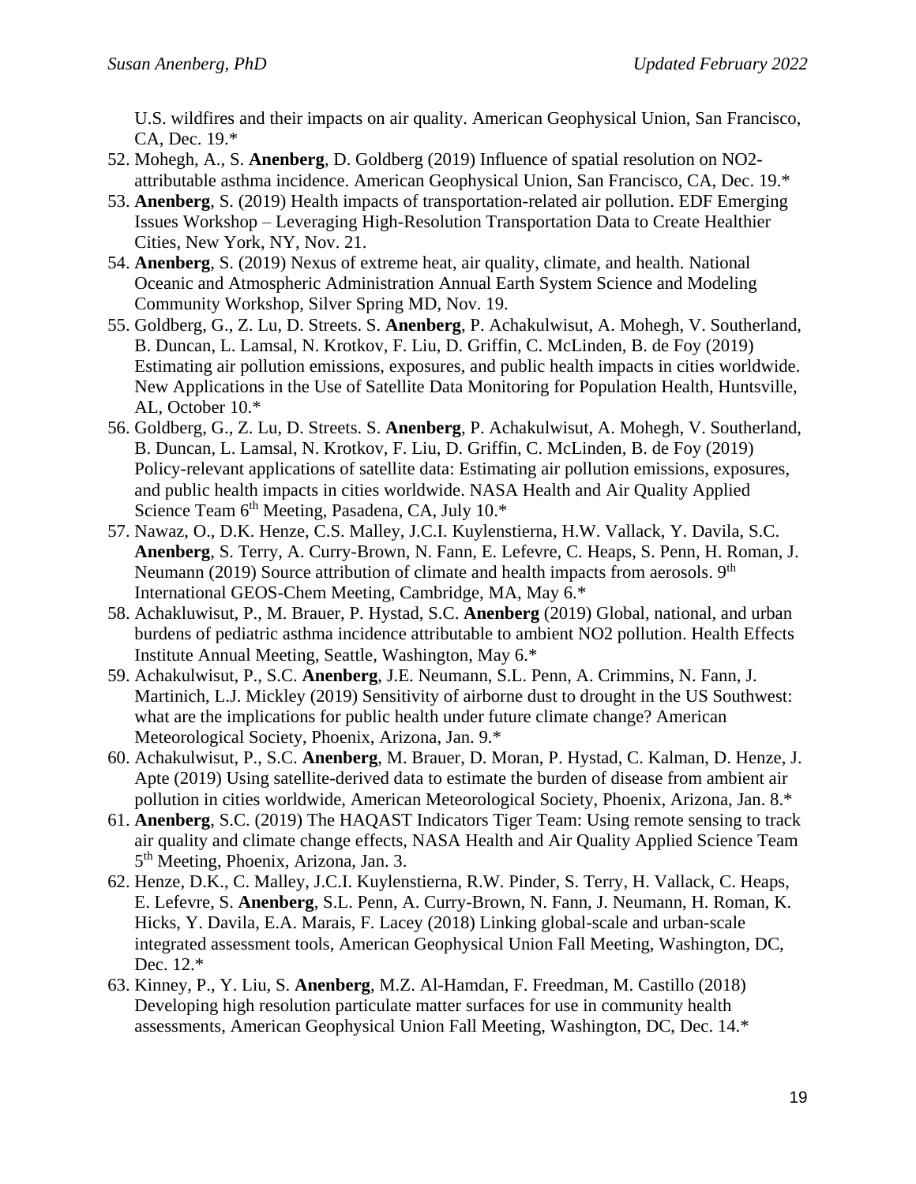U.S. wildfires and their impacts on air quality. American Geophysical Union, San Francisco, CA, Dec. 19.*

52. Mohegh, A., S. **Anenberg**, D. Goldberg (2019) Influence of spatial resolution on NO2-attributable asthma incidence. American Geophysical Union, San Francisco, CA, Dec. 19.*
53. **Anenberg**, S. (2019) Health impacts of transportation-related air pollution. EDF Emerging Issues Workshop – Leveraging High-Resolution Transportation Data to Create Healthier Cities, New York, NY, Nov. 21.
54. **Anenberg**, S. (2019) Nexus of extreme heat, air quality, climate, and health. National Oceanic and Atmospheric Administration Annual Earth System Science and Modeling Community Workshop, Silver Spring MD, Nov. 19.
55. Goldberg, G., Z. Lu, D. Streets. S. **Anenberg**, P. Achakulwisut, A. Mohegh, V. Southerland, B. Duncan, L. Lamsal, N. Krotkov, F. Liu, D. Griffin, C. McLinden, B. de Foy (2019) Estimating air pollution emissions, exposures, and public health impacts in cities worldwide. New Applications in the Use of Satellite Data Monitoring for Population Health, Huntsville, AL, October 10.*
56. Goldberg, G., Z. Lu, D. Streets. S. **Anenberg**, P. Achakulwisut, A. Mohegh, V. Southerland, B. Duncan, L. Lamsal, N. Krotkov, F. Liu, D. Griffin, C. McLinden, B. de Foy (2019) Policy-relevant applications of satellite data: Estimating air pollution emissions, exposures, and public health impacts in cities worldwide. NASA Health and Air Quality Applied Science Team 6th Meeting, Pasadena, CA, July 10.*
57. Nawaz, O., D.K. Henze, C.S. Malley, J.C.I. Kuylenstierna, H.W. Vallack, Y. Davila, S.C. **Anenberg**, S. Terry, A. Curry-Brown, N. Fann, E. Lefevre, C. Heaps, S. Penn, H. Roman, J. Neumann (2019) Source attribution of climate and health impacts from aerosols. 9th International GEOS-Chem Meeting, Cambridge, MA, May 6.*
58. Achakluwisut, P., M. Brauer, P. Hystad, S.C. **Anenberg** (2019) Global, national, and urban burdens of pediatric asthma incidence attributable to ambient NO2 pollution. Health Effects Institute Annual Meeting, Seattle, Washington, May 6.*
59. Achakulwisut, P., S.C. **Anenberg**, J.E. Neumann, S.L. Penn, A. Crimmins, N. Fann, J. Martinich, L.J. Mickley (2019) Sensitivity of airborne dust to drought in the US Southwest: what are the implications for public health under future climate change? American Meteorological Society, Phoenix, Arizona, Jan. 9.*
60. Achakulwisut, P., S.C. **Anenberg**, M. Brauer, D. Moran, P. Hystad, C. Kalman, D. Henze, J. Apte (2019) Using satellite-derived data to estimate the burden of disease from ambient air pollution in cities worldwide, American Meteorological Society, Phoenix, Arizona, Jan. 8.*
61. **Anenberg**, S.C. (2019) The HAQAST Indicators Tiger Team: Using remote sensing to track air quality and climate change effects, NASA Health and Air Quality Applied Science Team 5th Meeting, Phoenix, Arizona, Jan. 3.
62. Henze, D.K., C. Malley, J.C.I. Kuylenstierna, R.W. Pinder, S. Terry, H. Vallack, C. Heaps, E. Lefevre, S. **Anenberg**, S.L. Penn, A. Curry-Brown, N. Fann, J. Neumann, H. Roman, K. Hicks, Y. Davila, E.A. Marais, F. Lacey (2018) Linking global-scale and urban-scale integrated assessment tools, American Geophysical Union Fall Meeting, Washington, DC, Dec. 12.*
63. Kinney, P., Y. Liu, S. **Anenberg**, M.Z. Al-Hamdan, F. Freedman, M. Castillo (2018) Developing high resolution particulate matter surfaces for use in community health assessments, American Geophysical Union Fall Meeting, Washington, DC, Dec. 14.*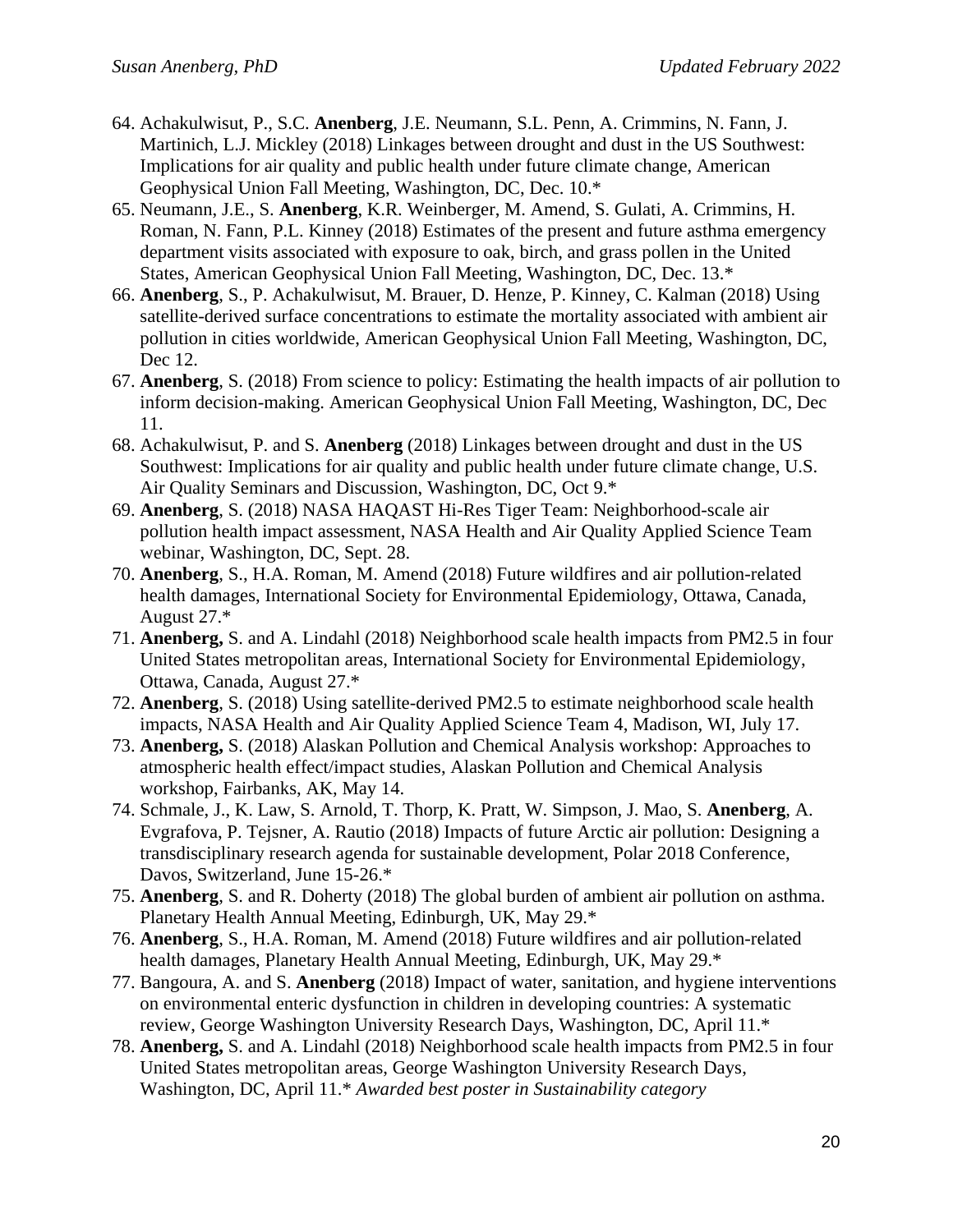64. Achakulwisut, P., S.C. **Anenberg**, J.E. Neumann, S.L. Penn, A. Crimmins, N. Fann, J. Martinich, L.J. Mickley (2018) Linkages between drought and dust in the US Southwest: Implications for air quality and public health under future climate change, American Geophysical Union Fall Meeting, Washington, DC, Dec. 10.*
65. Neumann, J.E., S. **Anenberg**, K.R. Weinberger, M. Amend, S. Gulati, A. Crimmins, H. Roman, N. Fann, P.L. Kinney (2018) Estimates of the present and future asthma emergency department visits associated with exposure to oak, birch, and grass pollen in the United States, American Geophysical Union Fall Meeting, Washington, DC, Dec. 13.*
66. **Anenberg**, S., P. Achakulwisut, M. Brauer, D. Henze, P. Kinney, C. Kalman (2018) Using satellite-derived surface concentrations to estimate the mortality associated with ambient air pollution in cities worldwide, American Geophysical Union Fall Meeting, Washington, DC, Dec 12.
67. **Anenberg**, S. (2018) From science to policy: Estimating the health impacts of air pollution to inform decision-making. American Geophysical Union Fall Meeting, Washington, DC, Dec 11.
68. Achakulwisut, P. and S. **Anenberg** (2018) Linkages between drought and dust in the US Southwest: Implications for air quality and public health under future climate change, U.S. Air Quality Seminars and Discussion, Washington, DC, Oct 9.*
69. **Anenberg**, S. (2018) NASA HAQAST Hi-Res Tiger Team: Neighborhood-scale air pollution health impact assessment, NASA Health and Air Quality Applied Science Team webinar, Washington, DC, Sept. 28.
70. **Anenberg**, S., H.A. Roman, M. Amend (2018) Future wildfires and air pollution-related health damages, International Society for Environmental Epidemiology, Ottawa, Canada, August 27.*
71. **Anenberg,** S. and A. Lindahl (2018) Neighborhood scale health impacts from PM2.5 in four United States metropolitan areas, International Society for Environmental Epidemiology, Ottawa, Canada, August 27.*
72. **Anenberg**, S. (2018) Using satellite-derived PM2.5 to estimate neighborhood scale health impacts, NASA Health and Air Quality Applied Science Team 4, Madison, WI, July 17.
73. **Anenberg,** S. (2018) Alaskan Pollution and Chemical Analysis workshop: Approaches to atmospheric health effect/impact studies, Alaskan Pollution and Chemical Analysis workshop, Fairbanks, AK, May 14.
74. Schmale, J., K. Law, S. Arnold, T. Thorp, K. Pratt, W. Simpson, J. Mao, S. **Anenberg**, A. Evgrafova, P. Tejsner, A. Rautio (2018) Impacts of future Arctic air pollution: Designing a transdisciplinary research agenda for sustainable development, Polar 2018 Conference, Davos, Switzerland, June 15-26.*
75. **Anenberg**, S. and R. Doherty (2018) The global burden of ambient air pollution on asthma. Planetary Health Annual Meeting, Edinburgh, UK, May 29.*
76. **Anenberg**, S., H.A. Roman, M. Amend (2018) Future wildfires and air pollution-related health damages, Planetary Health Annual Meeting, Edinburgh, UK, May 29.*
77. Bangoura, A. and S. **Anenberg** (2018) Impact of water, sanitation, and hygiene interventions on environmental enteric dysfunction in children in developing countries: A systematic review, George Washington University Research Days, Washington, DC, April 11.*
78. **Anenberg,** S. and A. Lindahl (2018) Neighborhood scale health impacts from PM2.5 in four United States metropolitan areas, George Washington University Research Days, Washington, DC, April 11.* *Awarded best poster in Sustainability category*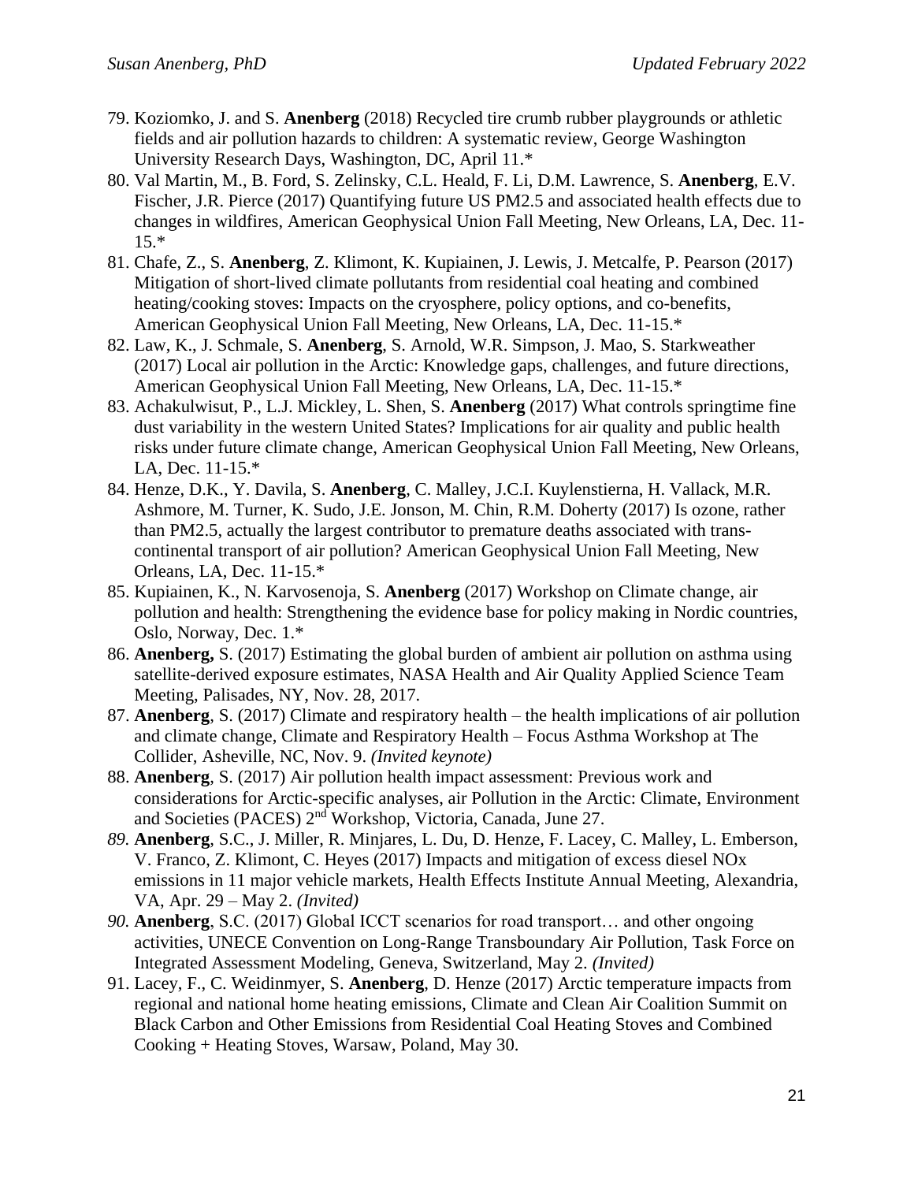79. Koziomko, J. and S. **Anenberg** (2018) Recycled tire crumb rubber playgrounds or athletic fields and air pollution hazards to children: A systematic review, George Washington University Research Days, Washington, DC, April 11.*
80. Val Martin, M., B. Ford, S. Zelinsky, C.L. Heald, F. Li, D.M. Lawrence, S. **Anenberg**, E.V. Fischer, J.R. Pierce (2017) Quantifying future US PM2.5 and associated health effects due to changes in wildfires, American Geophysical Union Fall Meeting, New Orleans, LA, Dec. 11-15.*
81. Chafe, Z., S. **Anenberg**, Z. Klimont, K. Kupiainen, J. Lewis, J. Metcalfe, P. Pearson (2017) Mitigation of short-lived climate pollutants from residential coal heating and combined heating/cooking stoves: Impacts on the cryosphere, policy options, and co-benefits, American Geophysical Union Fall Meeting, New Orleans, LA, Dec. 11-15.*
82. Law, K., J. Schmale, S. **Anenberg**, S. Arnold, W.R. Simpson, J. Mao, S. Starkweather (2017) Local air pollution in the Arctic: Knowledge gaps, challenges, and future directions, American Geophysical Union Fall Meeting, New Orleans, LA, Dec. 11-15.*
83. Achakulwisut, P., L.J. Mickley, L. Shen, S. **Anenberg** (2017) What controls springtime fine dust variability in the western United States? Implications for air quality and public health risks under future climate change, American Geophysical Union Fall Meeting, New Orleans, LA, Dec. 11-15.*
84. Henze, D.K., Y. Davila, S. **Anenberg**, C. Malley, J.C.I. Kuylenstierna, H. Vallack, M.R. Ashmore, M. Turner, K. Sudo, J.E. Jonson, M. Chin, R.M. Doherty (2017) Is ozone, rather than PM2.5, actually the largest contributor to premature deaths associated with trans-continental transport of air pollution? American Geophysical Union Fall Meeting, New Orleans, LA, Dec. 11-15.*
85. Kupiainen, K., N. Karvosenoja, S. **Anenberg** (2017) Workshop on Climate change, air pollution and health: Strengthening the evidence base for policy making in Nordic countries, Oslo, Norway, Dec. 1.*
86. **Anenberg,** S. (2017) Estimating the global burden of ambient air pollution on asthma using satellite-derived exposure estimates, NASA Health and Air Quality Applied Science Team Meeting, Palisades, NY, Nov. 28, 2017.
87. **Anenberg**, S. (2017) Climate and respiratory health – the health implications of air pollution and climate change, Climate and Respiratory Health – Focus Asthma Workshop at The Collider, Asheville, NC, Nov. 9. *(Invited keynote)*
88. **Anenberg**, S. (2017) Air pollution health impact assessment: Previous work and considerations for Arctic-specific analyses, air Pollution in the Arctic: Climate, Environment and Societies (PACES) 2nd Workshop, Victoria, Canada, June 27.
89. **Anenberg**, S.C., J. Miller, R. Minjares, L. Du, D. Henze, F. Lacey, C. Malley, L. Emberson, V. Franco, Z. Klimont, C. Heyes (2017) Impacts and mitigation of excess diesel NOx emissions in 11 major vehicle markets, Health Effects Institute Annual Meeting, Alexandria, VA, Apr. 29 – May 2. *(Invited)*
90. **Anenberg**, S.C. (2017) Global ICCT scenarios for road transport… and other ongoing activities, UNECE Convention on Long-Range Transboundary Air Pollution, Task Force on Integrated Assessment Modeling, Geneva, Switzerland, May 2. *(Invited)*
91. Lacey, F., C. Weidinmyer, S. **Anenberg**, D. Henze (2017) Arctic temperature impacts from regional and national home heating emissions, Climate and Clean Air Coalition Summit on Black Carbon and Other Emissions from Residential Coal Heating Stoves and Combined Cooking + Heating Stoves, Warsaw, Poland, May 30.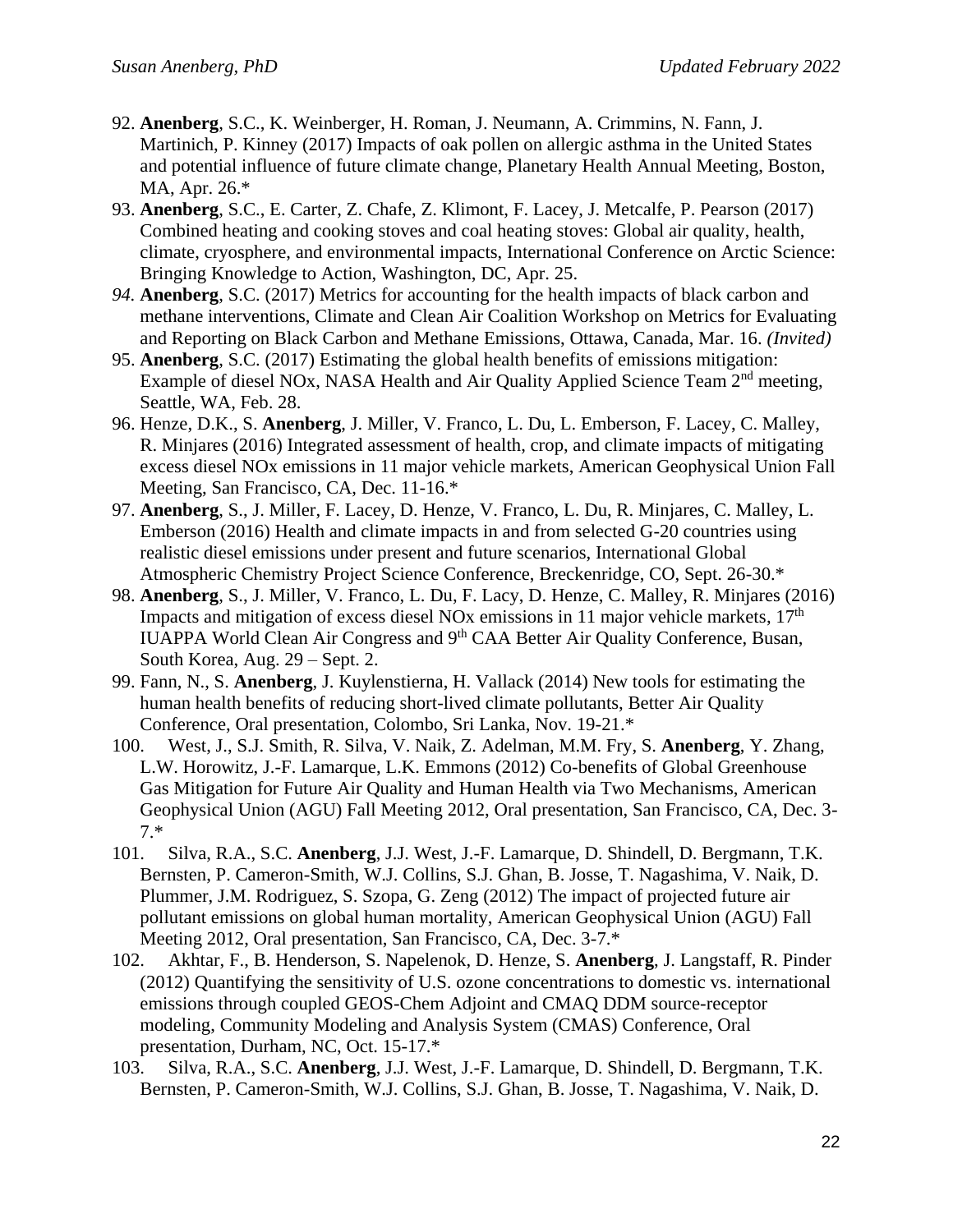92. **Anenberg**, S.C., K. Weinberger, H. Roman, J. Neumann, A. Crimmins, N. Fann, J. Martinich, P. Kinney (2017) Impacts of oak pollen on allergic asthma in the United States and potential influence of future climate change, Planetary Health Annual Meeting, Boston, MA, Apr. 26.*
93. **Anenberg**, S.C., E. Carter, Z. Chafe, Z. Klimont, F. Lacey, J. Metcalfe, P. Pearson (2017) Combined heating and cooking stoves and coal heating stoves: Global air quality, health, climate, cryosphere, and environmental impacts, International Conference on Arctic Science: Bringing Knowledge to Action, Washington, DC, Apr. 25.
94. **Anenberg**, S.C. (2017) Metrics for accounting for the health impacts of black carbon and methane interventions, Climate and Clean Air Coalition Workshop on Metrics for Evaluating and Reporting on Black Carbon and Methane Emissions, Ottawa, Canada, Mar. 16. *(Invited)*
95. **Anenberg**, S.C. (2017) Estimating the global health benefits of emissions mitigation: Example of diesel NOx, NASA Health and Air Quality Applied Science Team 2nd meeting, Seattle, WA, Feb. 28.
96. Henze, D.K., S. **Anenberg**, J. Miller, V. Franco, L. Du, L. Emberson, F. Lacey, C. Malley, R. Minjares (2016) Integrated assessment of health, crop, and climate impacts of mitigating excess diesel NOx emissions in 11 major vehicle markets, American Geophysical Union Fall Meeting, San Francisco, CA, Dec. 11-16.*
97. **Anenberg**, S., J. Miller, F. Lacey, D. Henze, V. Franco, L. Du, R. Minjares, C. Malley, L. Emberson (2016) Health and climate impacts in and from selected G-20 countries using realistic diesel emissions under present and future scenarios, International Global Atmospheric Chemistry Project Science Conference, Breckenridge, CO, Sept. 26-30.*
98. **Anenberg**, S., J. Miller, V. Franco, L. Du, F. Lacy, D. Henze, C. Malley, R. Minjares (2016) Impacts and mitigation of excess diesel NOx emissions in 11 major vehicle markets, 17th IUAPPA World Clean Air Congress and 9th CAA Better Air Quality Conference, Busan, South Korea, Aug. 29 – Sept. 2.
99. Fann, N., S. **Anenberg**, J. Kuylenstierna, H. Vallack (2014) New tools for estimating the human health benefits of reducing short-lived climate pollutants, Better Air Quality Conference, Oral presentation, Colombo, Sri Lanka, Nov. 19-21.*
100. West, J., S.J. Smith, R. Silva, V. Naik, Z. Adelman, M.M. Fry, S. **Anenberg**, Y. Zhang, L.W. Horowitz, J.-F. Lamarque, L.K. Emmons (2012) Co-benefits of Global Greenhouse Gas Mitigation for Future Air Quality and Human Health via Two Mechanisms, American Geophysical Union (AGU) Fall Meeting 2012, Oral presentation, San Francisco, CA, Dec. 3-7.*
101. Silva, R.A., S.C. **Anenberg**, J.J. West, J.-F. Lamarque, D. Shindell, D. Bergmann, T.K. Bernsten, P. Cameron-Smith, W.J. Collins, S.J. Ghan, B. Josse, T. Nagashima, V. Naik, D. Plummer, J.M. Rodriguez, S. Szopa, G. Zeng (2012) The impact of projected future air pollutant emissions on global human mortality, American Geophysical Union (AGU) Fall Meeting 2012, Oral presentation, San Francisco, CA, Dec. 3-7.*
102. Akhtar, F., B. Henderson, S. Napelenok, D. Henze, S. **Anenberg**, J. Langstaff, R. Pinder (2012) Quantifying the sensitivity of U.S. ozone concentrations to domestic vs. international emissions through coupled GEOS-Chem Adjoint and CMAQ DDM source-receptor modeling, Community Modeling and Analysis System (CMAS) Conference, Oral presentation, Durham, NC, Oct. 15-17.*
103. Silva, R.A., S.C. **Anenberg**, J.J. West, J.-F. Lamarque, D. Shindell, D. Bergmann, T.K. Bernsten, P. Cameron-Smith, W.J. Collins, S.J. Ghan, B. Josse, T. Nagashima, V. Naik, D.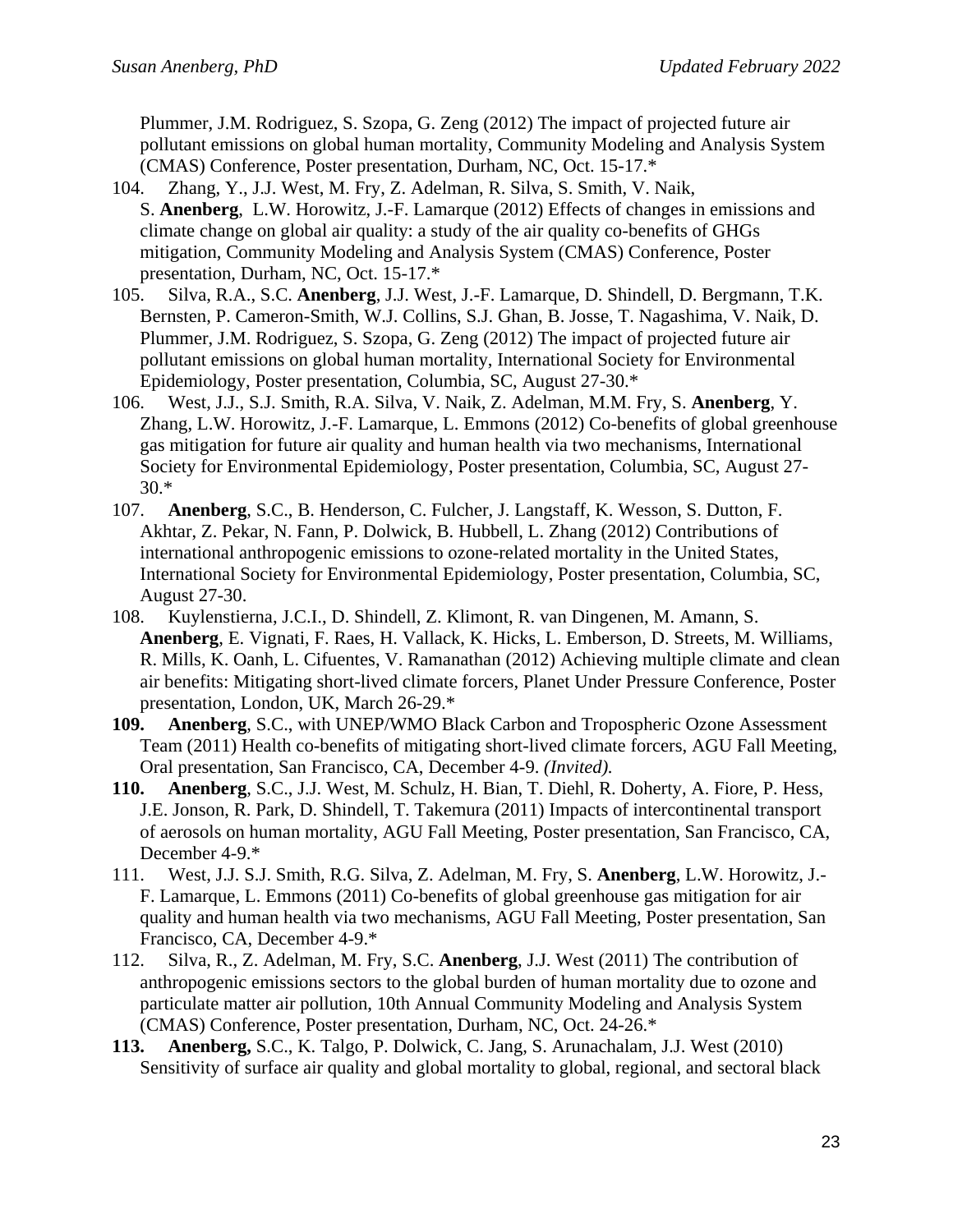Plummer, J.M. Rodriguez, S. Szopa, G. Zeng (2012) The impact of projected future air pollutant emissions on global human mortality, Community Modeling and Analysis System (CMAS) Conference, Poster presentation, Durham, NC, Oct. 15-17.*

104. Zhang, Y., J.J. West, M. Fry, Z. Adelman, R. Silva, S. Smith, V. Naik, S. **Anenberg**, L.W. Horowitz, J.-F. Lamarque (2012) Effects of changes in emissions and climate change on global air quality: a study of the air quality co-benefits of GHGs mitigation, Community Modeling and Analysis System (CMAS) Conference, Poster presentation, Durham, NC, Oct. 15-17.*

105. Silva, R.A., S.C. **Anenberg**, J.J. West, J.-F. Lamarque, D. Shindell, D. Bergmann, T.K. Bernsten, P. Cameron-Smith, W.J. Collins, S.J. Ghan, B. Josse, T. Nagashima, V. Naik, D. Plummer, J.M. Rodriguez, S. Szopa, G. Zeng (2012) The impact of projected future air pollutant emissions on global human mortality, International Society for Environmental Epidemiology, Poster presentation, Columbia, SC, August 27-30.*

106. West, J.J., S.J. Smith, R.A. Silva, V. Naik, Z. Adelman, M.M. Fry, S. **Anenberg**, Y. Zhang, L.W. Horowitz, J.-F. Lamarque, L. Emmons (2012) Co-benefits of global greenhouse gas mitigation for future air quality and human health via two mechanisms, International Society for Environmental Epidemiology, Poster presentation, Columbia, SC, August 27-30.*

107. **Anenberg**, S.C., B. Henderson, C. Fulcher, J. Langstaff, K. Wesson, S. Dutton, F. Akhtar, Z. Pekar, N. Fann, P. Dolwick, B. Hubbell, L. Zhang (2012) Contributions of international anthropogenic emissions to ozone-related mortality in the United States, International Society for Environmental Epidemiology, Poster presentation, Columbia, SC, August 27-30.

108. Kuylenstierna, J.C.I., D. Shindell, Z. Klimont, R. van Dingenen, M. Amann, S. **Anenberg**, E. Vignati, F. Raes, H. Vallack, K. Hicks, L. Emberson, D. Streets, M. Williams, R. Mills, K. Oanh, L. Cifuentes, V. Ramanathan (2012) Achieving multiple climate and clean air benefits: Mitigating short-lived climate forcers, Planet Under Pressure Conference, Poster presentation, London, UK, March 26-29.*

**109.** **Anenberg**, S.C., with UNEP/WMO Black Carbon and Tropospheric Ozone Assessment Team (2011) Health co-benefits of mitigating short-lived climate forcers, AGU Fall Meeting, Oral presentation, San Francisco, CA, December 4-9. *(Invited).*

**110.** **Anenberg**, S.C., J.J. West, M. Schulz, H. Bian, T. Diehl, R. Doherty, A. Fiore, P. Hess, J.E. Jonson, R. Park, D. Shindell, T. Takemura (2011) Impacts of intercontinental transport of aerosols on human mortality, AGU Fall Meeting, Poster presentation, San Francisco, CA, December 4-9.*

111. West, J.J. S.J. Smith, R.G. Silva, Z. Adelman, M. Fry, S. **Anenberg**, L.W. Horowitz, J.-F. Lamarque, L. Emmons (2011) Co-benefits of global greenhouse gas mitigation for air quality and human health via two mechanisms, AGU Fall Meeting, Poster presentation, San Francisco, CA, December 4-9.*

112. Silva, R., Z. Adelman, M. Fry, S.C. **Anenberg**, J.J. West (2011) The contribution of anthropogenic emissions sectors to the global burden of human mortality due to ozone and particulate matter air pollution, 10th Annual Community Modeling and Analysis System (CMAS) Conference, Poster presentation, Durham, NC, Oct. 24-26.*

**113.** **Anenberg,** S.C., K. Talgo, P. Dolwick, C. Jang, S. Arunachalam, J.J. West (2010) Sensitivity of surface air quality and global mortality to global, regional, and sectoral black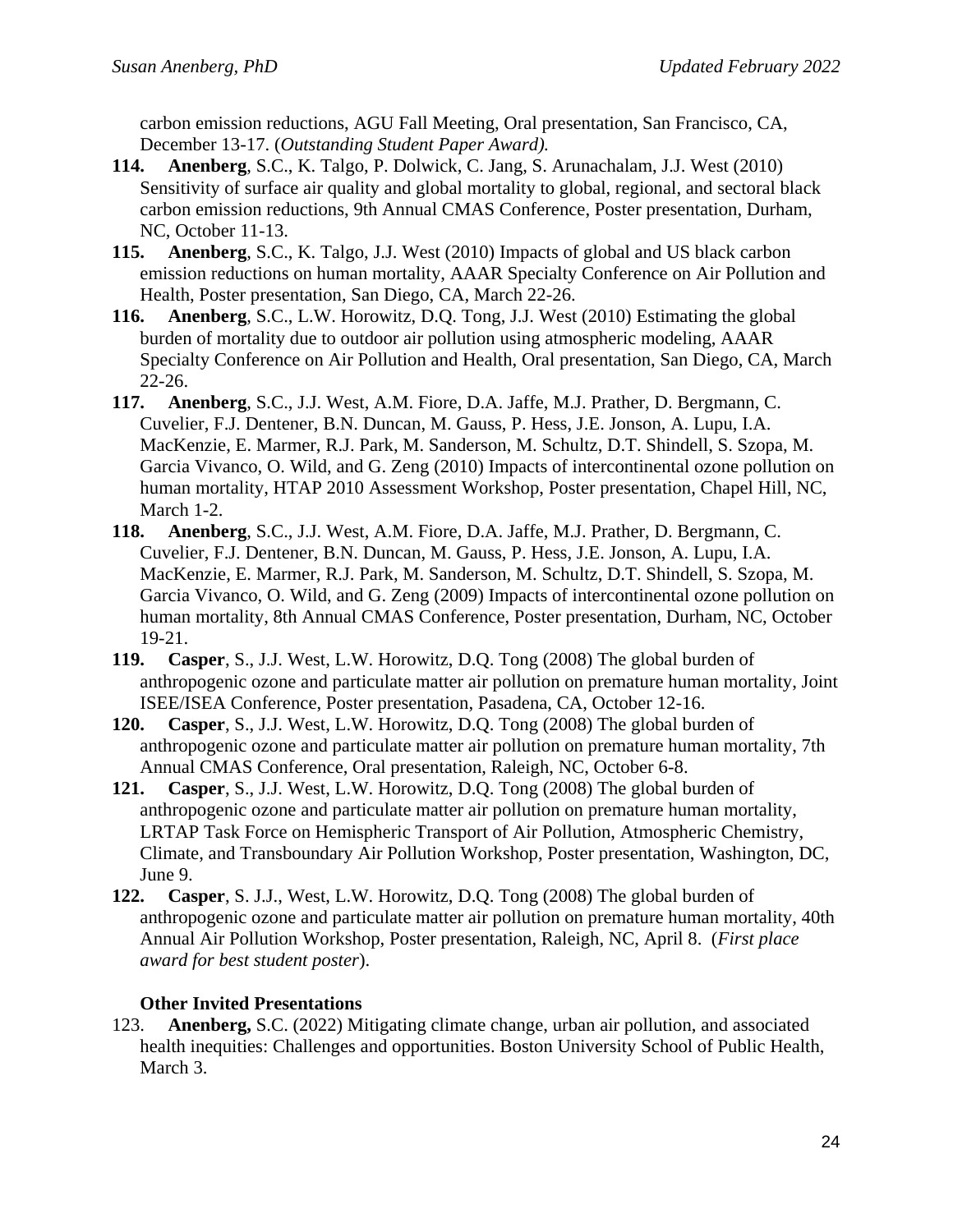carbon emission reductions, AGU Fall Meeting, Oral presentation, San Francisco, CA, December 13-17. (*Outstanding Student Paper Award).*

**114.** **Anenberg**, S.C., K. Talgo, P. Dolwick, C. Jang, S. Arunachalam, J.J. West (2010) Sensitivity of surface air quality and global mortality to global, regional, and sectoral black carbon emission reductions, 9th Annual CMAS Conference, Poster presentation, Durham, NC, October 11-13.

**115.** **Anenberg**, S.C., K. Talgo, J.J. West (2010) Impacts of global and US black carbon emission reductions on human mortality, AAAR Specialty Conference on Air Pollution and Health, Poster presentation, San Diego, CA, March 22-26.

**116.** **Anenberg**, S.C., L.W. Horowitz, D.Q. Tong, J.J. West (2010) Estimating the global burden of mortality due to outdoor air pollution using atmospheric modeling, AAAR Specialty Conference on Air Pollution and Health, Oral presentation, San Diego, CA, March 22-26.

**117.** **Anenberg**, S.C., J.J. West, A.M. Fiore, D.A. Jaffe, M.J. Prather, D. Bergmann, C. Cuvelier, F.J. Dentener, B.N. Duncan, M. Gauss, P. Hess, J.E. Jonson, A. Lupu, I.A. MacKenzie, E. Marmer, R.J. Park, M. Sanderson, M. Schultz, D.T. Shindell, S. Szopa, M. Garcia Vivanco, O. Wild, and G. Zeng (2010) Impacts of intercontinental ozone pollution on human mortality, HTAP 2010 Assessment Workshop, Poster presentation, Chapel Hill, NC, March 1-2.

**118.** **Anenberg**, S.C., J.J. West, A.M. Fiore, D.A. Jaffe, M.J. Prather, D. Bergmann, C. Cuvelier, F.J. Dentener, B.N. Duncan, M. Gauss, P. Hess, J.E. Jonson, A. Lupu, I.A. MacKenzie, E. Marmer, R.J. Park, M. Sanderson, M. Schultz, D.T. Shindell, S. Szopa, M. Garcia Vivanco, O. Wild, and G. Zeng (2009) Impacts of intercontinental ozone pollution on human mortality, 8th Annual CMAS Conference, Poster presentation, Durham, NC, October 19-21.

**119.** **Casper**, S., J.J. West, L.W. Horowitz, D.Q. Tong (2008) The global burden of anthropogenic ozone and particulate matter air pollution on premature human mortality, Joint ISEE/ISEA Conference, Poster presentation, Pasadena, CA, October 12-16.

**120.** **Casper**, S., J.J. West, L.W. Horowitz, D.Q. Tong (2008) The global burden of anthropogenic ozone and particulate matter air pollution on premature human mortality, 7th Annual CMAS Conference, Oral presentation, Raleigh, NC, October 6-8.

**121.** **Casper**, S., J.J. West, L.W. Horowitz, D.Q. Tong (2008) The global burden of anthropogenic ozone and particulate matter air pollution on premature human mortality, LRTAP Task Force on Hemispheric Transport of Air Pollution, Atmospheric Chemistry, Climate, and Transboundary Air Pollution Workshop, Poster presentation, Washington, DC, June 9.

**122.** **Casper**, S. J.J., West, L.W. Horowitz, D.Q. Tong (2008) The global burden of anthropogenic ozone and particulate matter air pollution on premature human mortality, 40th Annual Air Pollution Workshop, Poster presentation, Raleigh, NC, April 8. (*First place award for best student poster*).

**Other Invited Presentations**

123. **Anenberg,** S.C. (2022) Mitigating climate change, urban air pollution, and associated health inequities: Challenges and opportunities. Boston University School of Public Health, March 3.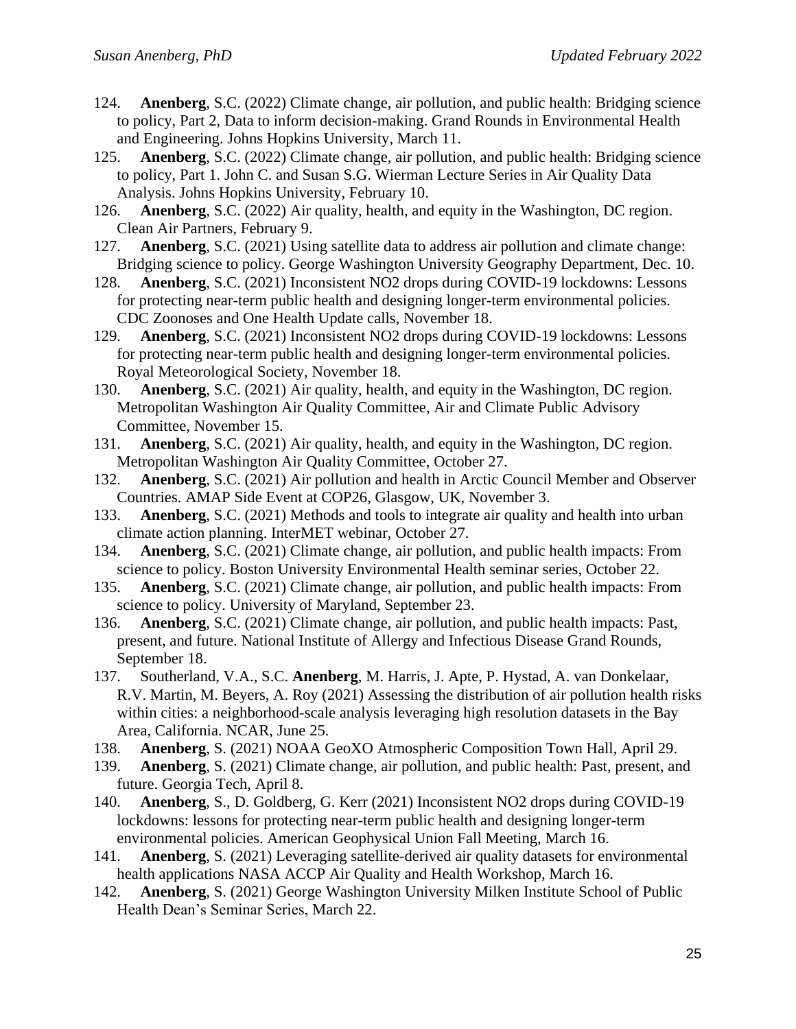124. **Anenberg**, S.C. (2022) Climate change, air pollution, and public health: Bridging science to policy, Part 2, Data to inform decision-making. Grand Rounds in Environmental Health and Engineering. Johns Hopkins University, March 11.
125. **Anenberg**, S.C. (2022) Climate change, air pollution, and public health: Bridging science to policy, Part 1. John C. and Susan S.G. Wierman Lecture Series in Air Quality Data Analysis. Johns Hopkins University, February 10.
126. **Anenberg**, S.C. (2022) Air quality, health, and equity in the Washington, DC region. Clean Air Partners, February 9.
127. **Anenberg**, S.C. (2021) Using satellite data to address air pollution and climate change: Bridging science to policy. George Washington University Geography Department, Dec. 10.
128. **Anenberg**, S.C. (2021) Inconsistent NO2 drops during COVID-19 lockdowns: Lessons for protecting near-term public health and designing longer-term environmental policies. CDC Zoonoses and One Health Update calls, November 18.
129. **Anenberg**, S.C. (2021) Inconsistent NO2 drops during COVID-19 lockdowns: Lessons for protecting near-term public health and designing longer-term environmental policies. Royal Meteorological Society, November 18.
130. **Anenberg**, S.C. (2021) Air quality, health, and equity in the Washington, DC region. Metropolitan Washington Air Quality Committee, Air and Climate Public Advisory Committee, November 15.
131. **Anenberg**, S.C. (2021) Air quality, health, and equity in the Washington, DC region. Metropolitan Washington Air Quality Committee, October 27.
132. **Anenberg**, S.C. (2021) Air pollution and health in Arctic Council Member and Observer Countries. AMAP Side Event at COP26, Glasgow, UK, November 3.
133. **Anenberg**, S.C. (2021) Methods and tools to integrate air quality and health into urban climate action planning. InterMET webinar, October 27.
134. **Anenberg**, S.C. (2021) Climate change, air pollution, and public health impacts: From science to policy. Boston University Environmental Health seminar series, October 22.
135. **Anenberg**, S.C. (2021) Climate change, air pollution, and public health impacts: From science to policy. University of Maryland, September 23.
136. **Anenberg**, S.C. (2021) Climate change, air pollution, and public health impacts: Past, present, and future. National Institute of Allergy and Infectious Disease Grand Rounds, September 18.
137. Southerland, V.A., S.C. **Anenberg**, M. Harris, J. Apte, P. Hystad, A. van Donkelaar, R.V. Martin, M. Beyers, A. Roy (2021) Assessing the distribution of air pollution health risks within cities: a neighborhood-scale analysis leveraging high resolution datasets in the Bay Area, California. NCAR, June 25.
138. **Anenberg**, S. (2021) NOAA GeoXO Atmospheric Composition Town Hall, April 29.
139. **Anenberg**, S. (2021) Climate change, air pollution, and public health: Past, present, and future. Georgia Tech, April 8.
140. **Anenberg**, S., D. Goldberg, G. Kerr (2021) Inconsistent NO2 drops during COVID-19 lockdowns: lessons for protecting near-term public health and designing longer-term environmental policies. American Geophysical Union Fall Meeting, March 16.
141. **Anenberg**, S. (2021) Leveraging satellite-derived air quality datasets for environmental health applications NASA ACCP Air Quality and Health Workshop, March 16.
142. **Anenberg**, S. (2021) George Washington University Milken Institute School of Public Health Dean's Seminar Series, March 22.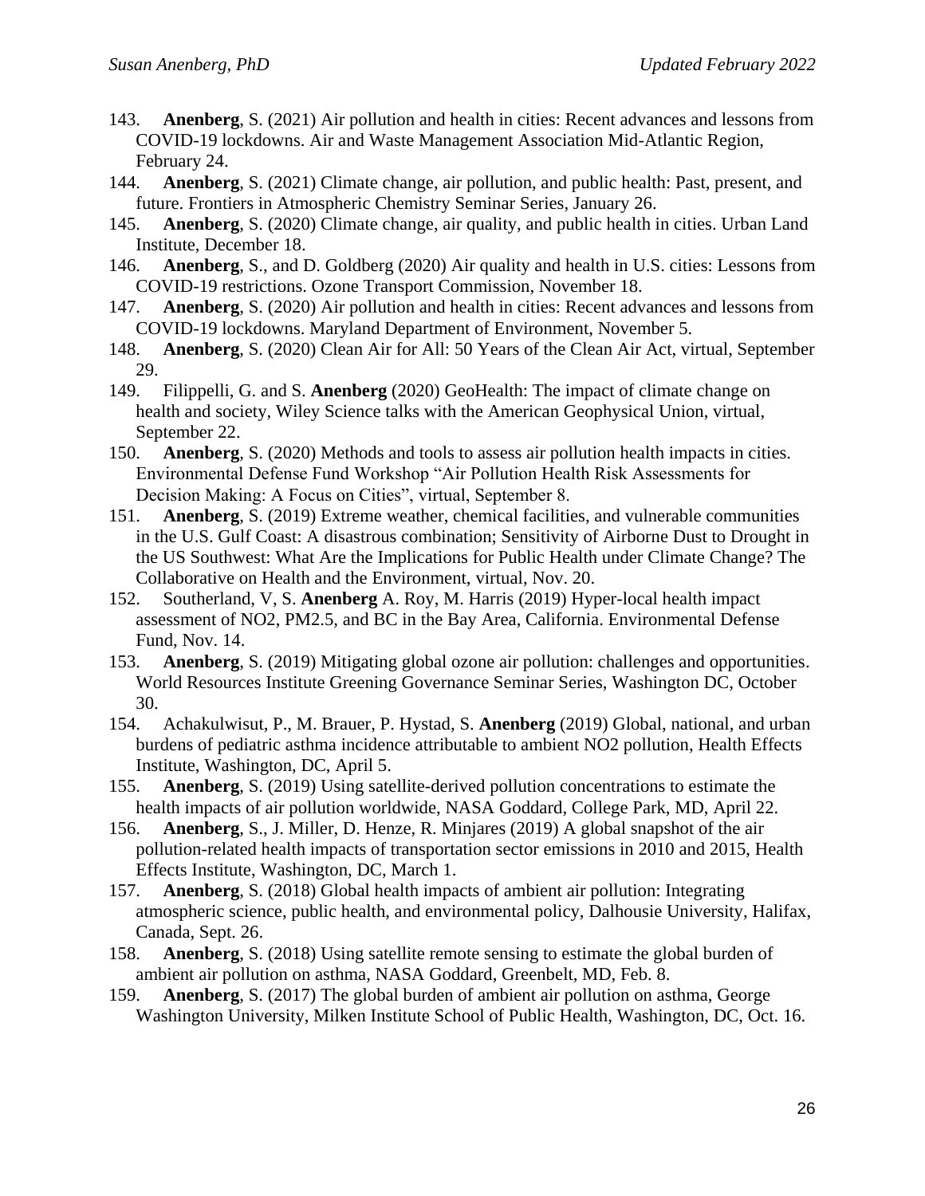143. **Anenberg**, S. (2021) Air pollution and health in cities: Recent advances and lessons from COVID-19 lockdowns. Air and Waste Management Association Mid-Atlantic Region, February 24.
144. **Anenberg**, S. (2021) Climate change, air pollution, and public health: Past, present, and future. Frontiers in Atmospheric Chemistry Seminar Series, January 26.
145. **Anenberg**, S. (2020) Climate change, air quality, and public health in cities. Urban Land Institute, December 18.
146. **Anenberg**, S., and D. Goldberg (2020) Air quality and health in U.S. cities: Lessons from COVID-19 restrictions. Ozone Transport Commission, November 18.
147. **Anenberg**, S. (2020) Air pollution and health in cities: Recent advances and lessons from COVID-19 lockdowns. Maryland Department of Environment, November 5.
148. **Anenberg**, S. (2020) Clean Air for All: 50 Years of the Clean Air Act, virtual, September 29.
149. Filippelli, G. and S. **Anenberg** (2020) GeoHealth: The impact of climate change on health and society, Wiley Science talks with the American Geophysical Union, virtual, September 22.
150. **Anenberg**, S. (2020) Methods and tools to assess air pollution health impacts in cities. Environmental Defense Fund Workshop "Air Pollution Health Risk Assessments for Decision Making: A Focus on Cities", virtual, September 8.
151. **Anenberg**, S. (2019) Extreme weather, chemical facilities, and vulnerable communities in the U.S. Gulf Coast: A disastrous combination; Sensitivity of Airborne Dust to Drought in the US Southwest: What Are the Implications for Public Health under Climate Change? The Collaborative on Health and the Environment, virtual, Nov. 20.
152. Southerland, V, S. **Anenberg** A. Roy, M. Harris (2019) Hyper-local health impact assessment of NO2, PM2.5, and BC in the Bay Area, California. Environmental Defense Fund, Nov. 14.
153. **Anenberg**, S. (2019) Mitigating global ozone air pollution: challenges and opportunities. World Resources Institute Greening Governance Seminar Series, Washington DC, October 30.
154. Achakulwisut, P., M. Brauer, P. Hystad, S. **Anenberg** (2019) Global, national, and urban burdens of pediatric asthma incidence attributable to ambient NO2 pollution, Health Effects Institute, Washington, DC, April 5.
155. **Anenberg**, S. (2019) Using satellite-derived pollution concentrations to estimate the health impacts of air pollution worldwide, NASA Goddard, College Park, MD, April 22.
156. **Anenberg**, S., J. Miller, D. Henze, R. Minjares (2019) A global snapshot of the air pollution-related health impacts of transportation sector emissions in 2010 and 2015, Health Effects Institute, Washington, DC, March 1.
157. **Anenberg**, S. (2018) Global health impacts of ambient air pollution: Integrating atmospheric science, public health, and environmental policy, Dalhousie University, Halifax, Canada, Sept. 26.
158. **Anenberg**, S. (2018) Using satellite remote sensing to estimate the global burden of ambient air pollution on asthma, NASA Goddard, Greenbelt, MD, Feb. 8.
159. **Anenberg**, S. (2017) The global burden of ambient air pollution on asthma, George Washington University, Milken Institute School of Public Health, Washington, DC, Oct. 16.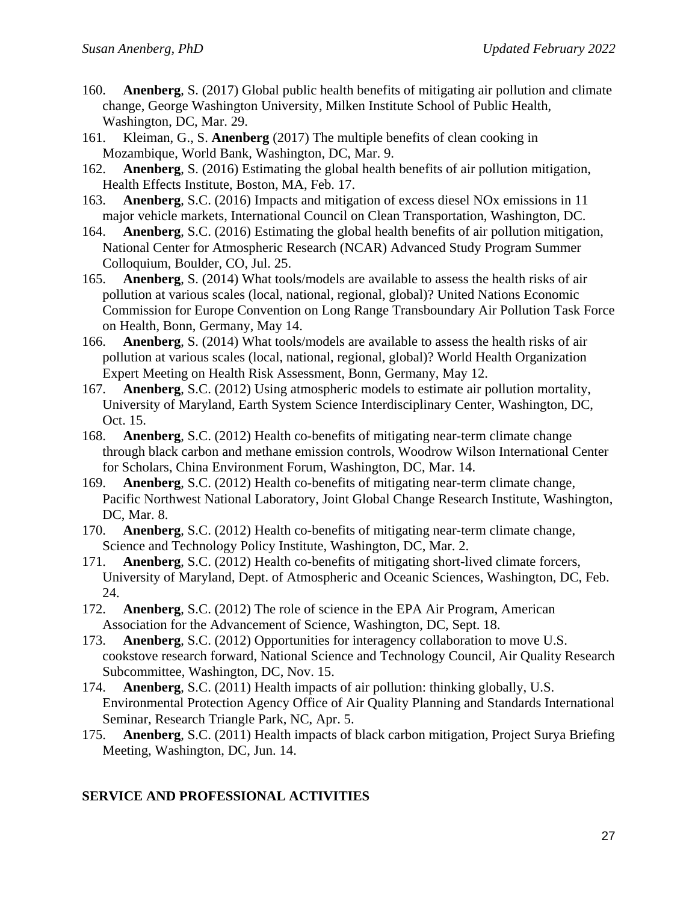160. **Anenberg**, S. (2017) Global public health benefits of mitigating air pollution and climate change, George Washington University, Milken Institute School of Public Health, Washington, DC, Mar. 29.
161. Kleiman, G., S. **Anenberg** (2017) The multiple benefits of clean cooking in Mozambique, World Bank, Washington, DC, Mar. 9.
162. **Anenberg**, S. (2016) Estimating the global health benefits of air pollution mitigation, Health Effects Institute, Boston, MA, Feb. 17.
163. **Anenberg**, S.C. (2016) Impacts and mitigation of excess diesel NOx emissions in 11 major vehicle markets, International Council on Clean Transportation, Washington, DC.
164. **Anenberg**, S.C. (2016) Estimating the global health benefits of air pollution mitigation, National Center for Atmospheric Research (NCAR) Advanced Study Program Summer Colloquium, Boulder, CO, Jul. 25.
165. **Anenberg**, S. (2014) What tools/models are available to assess the health risks of air pollution at various scales (local, national, regional, global)? United Nations Economic Commission for Europe Convention on Long Range Transboundary Air Pollution Task Force on Health, Bonn, Germany, May 14.
166. **Anenberg**, S. (2014) What tools/models are available to assess the health risks of air pollution at various scales (local, national, regional, global)? World Health Organization Expert Meeting on Health Risk Assessment, Bonn, Germany, May 12.
167. **Anenberg**, S.C. (2012) Using atmospheric models to estimate air pollution mortality, University of Maryland, Earth System Science Interdisciplinary Center, Washington, DC, Oct. 15.
168. **Anenberg**, S.C. (2012) Health co-benefits of mitigating near-term climate change through black carbon and methane emission controls, Woodrow Wilson International Center for Scholars, China Environment Forum, Washington, DC, Mar. 14.
169. **Anenberg**, S.C. (2012) Health co-benefits of mitigating near-term climate change, Pacific Northwest National Laboratory, Joint Global Change Research Institute, Washington, DC, Mar. 8.
170. **Anenberg**, S.C. (2012) Health co-benefits of mitigating near-term climate change, Science and Technology Policy Institute, Washington, DC, Mar. 2.
171. **Anenberg**, S.C. (2012) Health co-benefits of mitigating short-lived climate forcers, University of Maryland, Dept. of Atmospheric and Oceanic Sciences, Washington, DC, Feb. 24.
172. **Anenberg**, S.C. (2012) The role of science in the EPA Air Program, American Association for the Advancement of Science, Washington, DC, Sept. 18.
173. **Anenberg**, S.C. (2012) Opportunities for interagency collaboration to move U.S. cookstove research forward, National Science and Technology Council, Air Quality Research Subcommittee, Washington, DC, Nov. 15.
174. **Anenberg**, S.C. (2011) Health impacts of air pollution: thinking globally, U.S. Environmental Protection Agency Office of Air Quality Planning and Standards International Seminar, Research Triangle Park, NC, Apr. 5.
175. **Anenberg**, S.C. (2011) Health impacts of black carbon mitigation, Project Surya Briefing Meeting, Washington, DC, Jun. 14.

## SERVICE AND PROFESSIONAL ACTIVITIES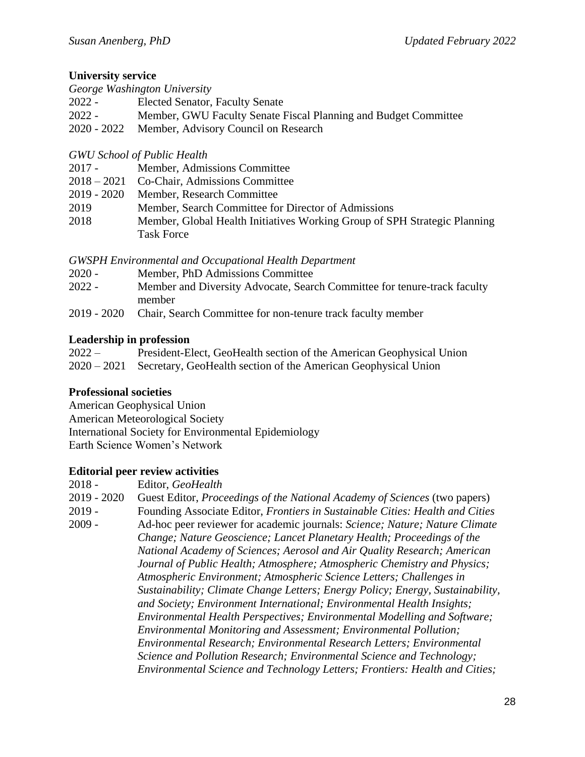**University service**

*George Washington University*

2022 - Elected Senator, Faculty Senate

2022 - Member, GWU Faculty Senate Fiscal Planning and Budget Committee

2020 - 2022 Member, Advisory Council on Research

*GWU School of Public Health*

2017 - Member, Admissions Committee

2018 – 2021 Co-Chair, Admissions Committee

2019 - 2020 Member, Research Committee

2019 Member, Search Committee for Director of Admissions

2018 Member, Global Health Initiatives Working Group of SPH Strategic Planning Task Force

*GWSPH Environmental and Occupational Health Department*

2020 - Member, PhD Admissions Committee

2022 - Member and Diversity Advocate, Search Committee for tenure-track faculty member

2019 - 2020 Chair, Search Committee for non-tenure track faculty member

**Leadership in profession**

2022 – President-Elect, GeoHealth section of the American Geophysical Union

2020 – 2021 Secretary, GeoHealth section of the American Geophysical Union

**Professional societies**

American Geophysical Union

American Meteorological Society

International Society for Environmental Epidemiology

Earth Science Women's Network

**Editorial peer review activities**

2018 - Editor, *GeoHealth*

2019 - 2020 Guest Editor, *Proceedings of the National Academy of Sciences* (two papers)

2019 - Founding Associate Editor, *Frontiers in Sustainable Cities: Health and Cities*

2009 - Ad-hoc peer reviewer for academic journals: *Science; Nature; Nature Climate Change; Nature Geoscience; Lancet Planetary Health; Proceedings of the National Academy of Sciences; Aerosol and Air Quality Research; American Journal of Public Health; Atmosphere; Atmospheric Chemistry and Physics; Atmospheric Environment; Atmospheric Science Letters; Challenges in Sustainability; Climate Change Letters; Energy Policy; Energy, Sustainability, and Society; Environment International; Environmental Health Insights; Environmental Health Perspectives; Environmental Modelling and Software; Environmental Monitoring and Assessment; Environmental Pollution; Environmental Research; Environmental Research Letters; Environmental Science and Pollution Research; Environmental Science and Technology; Environmental Science and Technology Letters; Frontiers: Health and Cities;*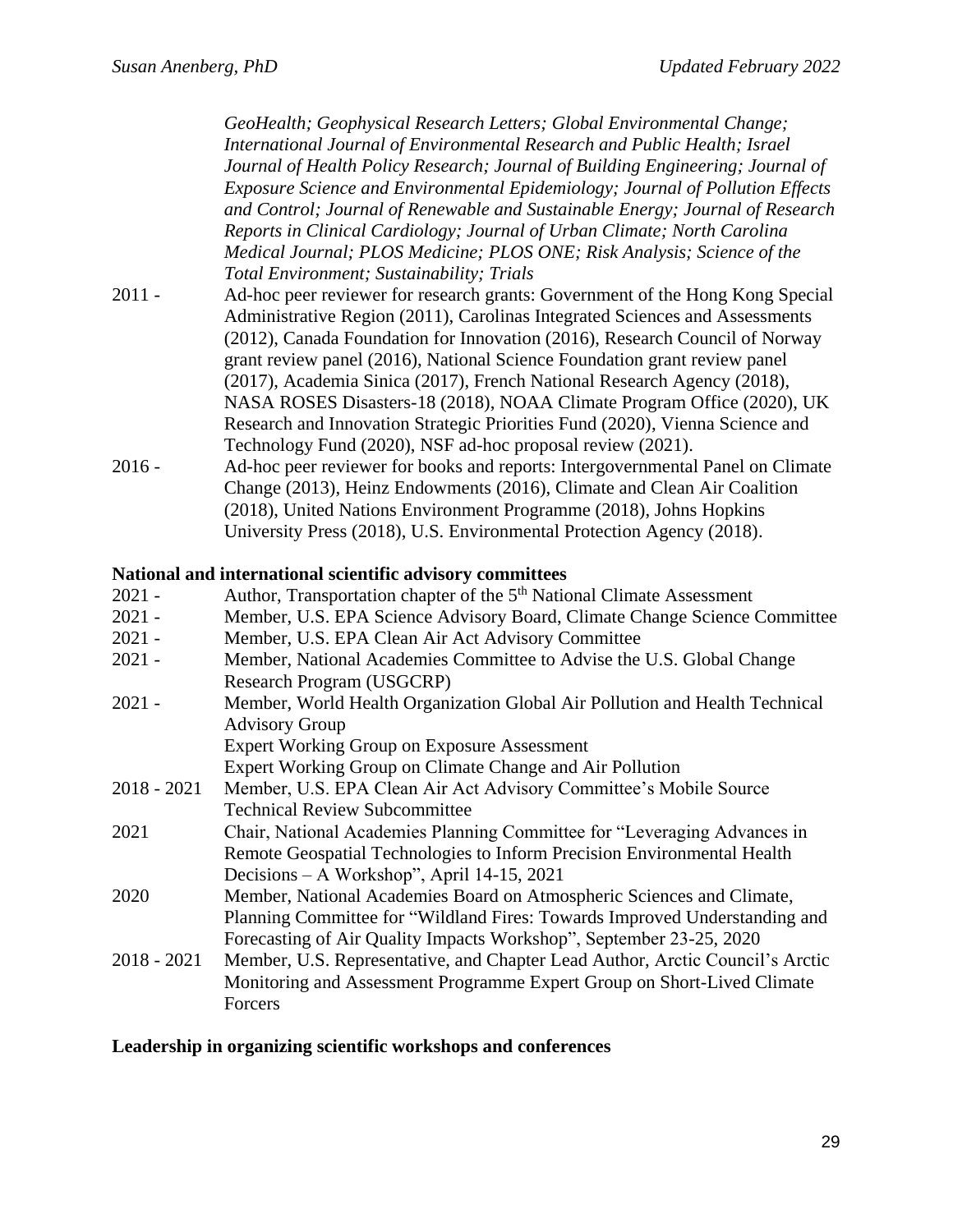*GeoHealth; Geophysical Research Letters; Global Environmental Change; International Journal of Environmental Research and Public Health; Israel Journal of Health Policy Research; Journal of Building Engineering; Journal of Exposure Science and Environmental Epidemiology; Journal of Pollution Effects and Control; Journal of Renewable and Sustainable Energy; Journal of Research Reports in Clinical Cardiology; Journal of Urban Climate; North Carolina Medical Journal; PLOS Medicine; PLOS ONE; Risk Analysis; Science of the Total Environment; Sustainability; Trials*

2011 - Ad-hoc peer reviewer for research grants: Government of the Hong Kong Special Administrative Region (2011), Carolinas Integrated Sciences and Assessments (2012), Canada Foundation for Innovation (2016), Research Council of Norway grant review panel (2016), National Science Foundation grant review panel (2017), Academia Sinica (2017), French National Research Agency (2018), NASA ROSES Disasters-18 (2018), NOAA Climate Program Office (2020), UK Research and Innovation Strategic Priorities Fund (2020), Vienna Science and Technology Fund (2020), NSF ad-hoc proposal review (2021).

2016 - Ad-hoc peer reviewer for books and reports: Intergovernmental Panel on Climate Change (2013), Heinz Endowments (2016), Climate and Clean Air Coalition (2018), United Nations Environment Programme (2018), Johns Hopkins University Press (2018), U.S. Environmental Protection Agency (2018).

**National and international scientific advisory committees**

2021 - Author, Transportation chapter of the 5th National Climate Assessment

2021 - Member, U.S. EPA Science Advisory Board, Climate Change Science Committee

2021 - Member, U.S. EPA Clean Air Act Advisory Committee

2021 - Member, National Academies Committee to Advise the U.S. Global Change Research Program (USGCRP)

2021 - Member, World Health Organization Global Air Pollution and Health Technical Advisory Group
Expert Working Group on Exposure Assessment
Expert Working Group on Climate Change and Air Pollution

2018 - 2021 Member, U.S. EPA Clean Air Act Advisory Committee's Mobile Source Technical Review Subcommittee

2021 Chair, National Academies Planning Committee for "Leveraging Advances in Remote Geospatial Technologies to Inform Precision Environmental Health Decisions – A Workshop", April 14-15, 2021

2020 Member, National Academies Board on Atmospheric Sciences and Climate, Planning Committee for "Wildland Fires: Towards Improved Understanding and Forecasting of Air Quality Impacts Workshop", September 23-25, 2020

2018 - 2021 Member, U.S. Representative, and Chapter Lead Author, Arctic Council's Arctic Monitoring and Assessment Programme Expert Group on Short-Lived Climate Forcers

**Leadership in organizing scientific workshops and conferences**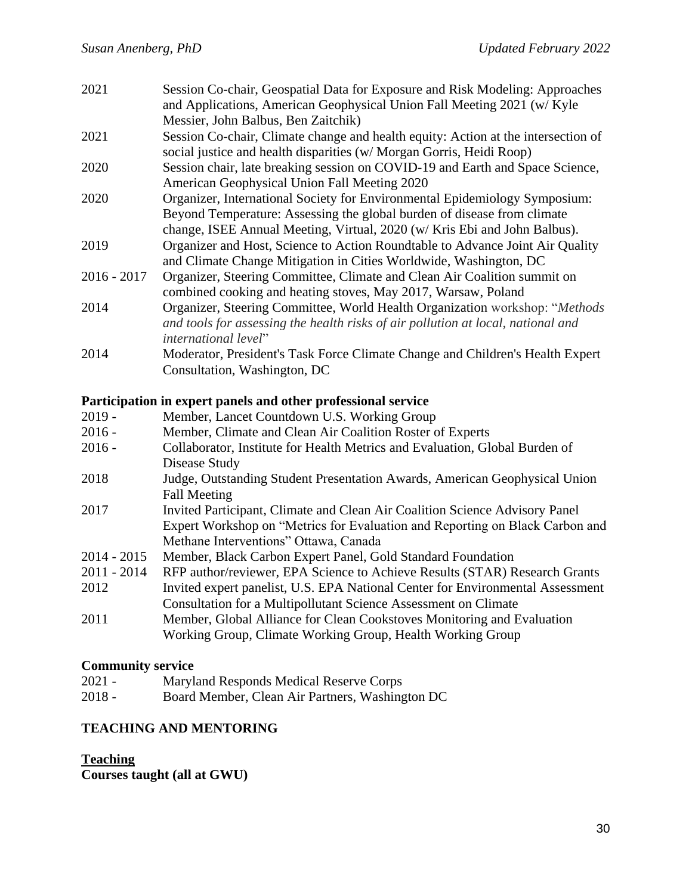2021 Session Co-chair, Geospatial Data for Exposure and Risk Modeling: Approaches and Applications, American Geophysical Union Fall Meeting 2021 (w/ Kyle Messier, John Balbus, Ben Zaitchik)

2021 Session Co-chair, Climate change and health equity: Action at the intersection of social justice and health disparities (w/ Morgan Gorris, Heidi Roop)

2020 Session chair, late breaking session on COVID-19 and Earth and Space Science, American Geophysical Union Fall Meeting 2020

2020 Organizer, International Society for Environmental Epidemiology Symposium: Beyond Temperature: Assessing the global burden of disease from climate change, ISEE Annual Meeting, Virtual, 2020 (w/ Kris Ebi and John Balbus).

2019 Organizer and Host, Science to Action Roundtable to Advance Joint Air Quality and Climate Change Mitigation in Cities Worldwide, Washington, DC

2016 - 2017 Organizer, Steering Committee, Climate and Clean Air Coalition summit on combined cooking and heating stoves, May 2017, Warsaw, Poland

2014 Organizer, Steering Committee, World Health Organization workshop: "*Methods and tools for assessing the health risks of air pollution at local, national and international level*"

2014 Moderator, President's Task Force Climate Change and Children's Health Expert Consultation, Washington, DC

**Participation in expert panels and other professional service**

2019 - Member, Lancet Countdown U.S. Working Group

2016 - Member, Climate and Clean Air Coalition Roster of Experts

2016 - Collaborator, Institute for Health Metrics and Evaluation, Global Burden of Disease Study

2018 Judge, Outstanding Student Presentation Awards, American Geophysical Union Fall Meeting

2017 Invited Participant, Climate and Clean Air Coalition Science Advisory Panel Expert Workshop on "Metrics for Evaluation and Reporting on Black Carbon and Methane Interventions" Ottawa, Canada

2014 - 2015 Member, Black Carbon Expert Panel, Gold Standard Foundation

2011 - 2014 RFP author/reviewer, EPA Science to Achieve Results (STAR) Research Grants

2012 Invited expert panelist, U.S. EPA National Center for Environmental Assessment Consultation for a Multipollutant Science Assessment on Climate

2011 Member, Global Alliance for Clean Cookstoves Monitoring and Evaluation Working Group, Climate Working Group, Health Working Group

**Community service**

2021 - Maryland Responds Medical Reserve Corps

2018 - Board Member, Clean Air Partners, Washington DC

## TEACHING AND MENTORING

**Teaching**

**Courses taught (all at GWU)**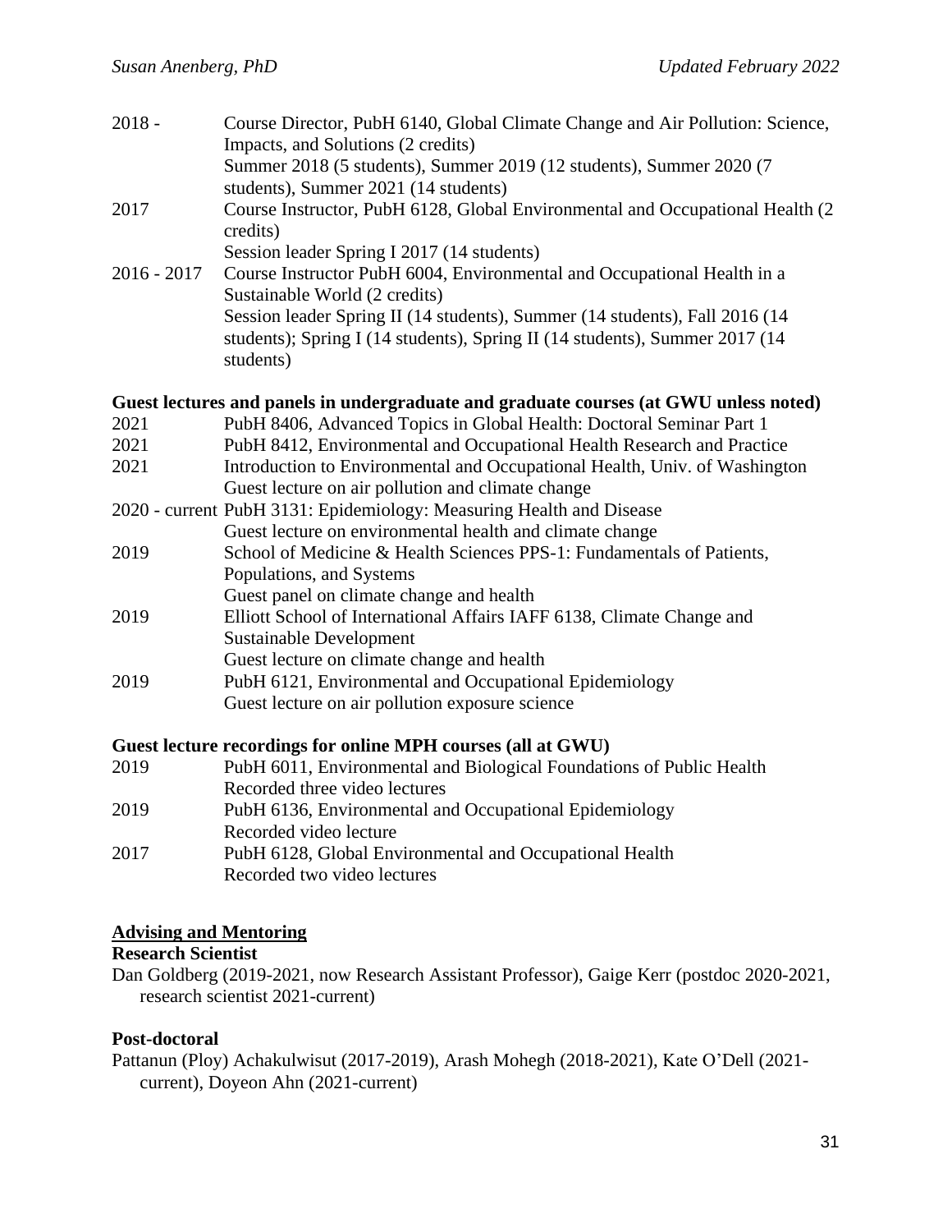2018 - Course Director, PubH 6140, Global Climate Change and Air Pollution: Science, Impacts, and Solutions (2 credits)
Summer 2018 (5 students), Summer 2019 (12 students), Summer 2020 (7 students), Summer 2021 (14 students)

2017 Course Instructor, PubH 6128, Global Environmental and Occupational Health (2 credits)
Session leader Spring I 2017 (14 students)

2016 - 2017 Course Instructor PubH 6004, Environmental and Occupational Health in a Sustainable World (2 credits)
Session leader Spring II (14 students), Summer (14 students), Fall 2016 (14 students); Spring I (14 students), Spring II (14 students), Summer 2017 (14 students)

**Guest lectures and panels in undergraduate and graduate courses (at GWU unless noted)**

2021 PubH 8406, Advanced Topics in Global Health: Doctoral Seminar Part 1

2021 PubH 8412, Environmental and Occupational Health Research and Practice

2021 Introduction to Environmental and Occupational Health, Univ. of Washington
Guest lecture on air pollution and climate change

2020 - current PubH 3131: Epidemiology: Measuring Health and Disease
Guest lecture on environmental health and climate change

2019 School of Medicine & Health Sciences PPS-1: Fundamentals of Patients, Populations, and Systems
Guest panel on climate change and health

2019 Elliott School of International Affairs IAFF 6138, Climate Change and Sustainable Development
Guest lecture on climate change and health

2019 PubH 6121, Environmental and Occupational Epidemiology
Guest lecture on air pollution exposure science

**Guest lecture recordings for online MPH courses (all at GWU)**

2019 PubH 6011, Environmental and Biological Foundations of Public Health
Recorded three video lectures

2019 PubH 6136, Environmental and Occupational Epidemiology
Recorded video lecture

2017 PubH 6128, Global Environmental and Occupational Health
Recorded two video lectures

## Advising and Mentoring

**Research Scientist**

Dan Goldberg (2019-2021, now Research Assistant Professor), Gaige Kerr (postdoc 2020-2021, research scientist 2021-current)

**Post-doctoral**

Pattanun (Ploy) Achakulwisut (2017-2019), Arash Mohegh (2018-2021), Kate O'Dell (2021-current), Doyeon Ahn (2021-current)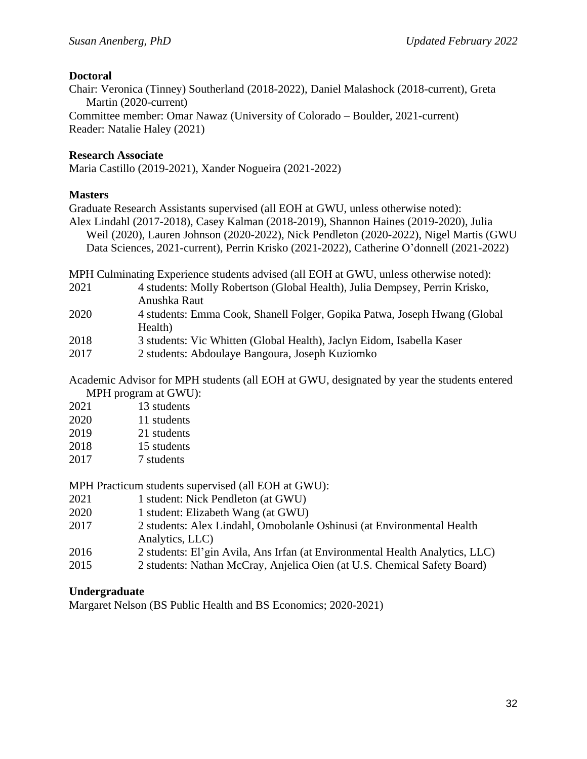**Doctoral**

Chair: Veronica (Tinney) Southerland (2018-2022), Daniel Malashock (2018-current), Greta Martin (2020-current)

Committee member: Omar Nawaz (University of Colorado – Boulder, 2021-current)

Reader: Natalie Haley (2021)

**Research Associate**

Maria Castillo (2019-2021), Xander Nogueira (2021-2022)

**Masters**

Graduate Research Assistants supervised (all EOH at GWU, unless otherwise noted):

Alex Lindahl (2017-2018), Casey Kalman (2018-2019), Shannon Haines (2019-2020), Julia Weil (2020), Lauren Johnson (2020-2022), Nick Pendleton (2020-2022), Nigel Martis (GWU Data Sciences, 2021-current), Perrin Krisko (2021-2022), Catherine O'donnell (2021-2022)

MPH Culminating Experience students advised (all EOH at GWU, unless otherwise noted):

| | |
|---|---|
| 2021 | 4 students: Molly Robertson (Global Health), Julia Dempsey, Perrin Krisko, Anushka Raut |
| 2020 | 4 students: Emma Cook, Shanell Folger, Gopika Patwa, Joseph Hwang (Global Health) |
| 2018 | 3 students: Vic Whitten (Global Health), Jaclyn Eidom, Isabella Kaser |
| 2017 | 2 students: Abdoulaye Bangoura, Joseph Kuziomko |

Academic Advisor for MPH students (all EOH at GWU, designated by year the students entered MPH program at GWU):

| | |
|---|---|
| 2021 | 13 students |
| 2020 | 11 students |
| 2019 | 21 students |
| 2018 | 15 students |
| 2017 | 7 students |

MPH Practicum students supervised (all EOH at GWU):

| | |
|---|---|
| 2021 | 1 student: Nick Pendleton (at GWU) |
| 2020 | 1 student: Elizabeth Wang (at GWU) |
| 2017 | 2 students: Alex Lindahl, Omobolanle Oshinusi (at Environmental Health Analytics, LLC) |
| 2016 | 2 students: El'gin Avila, Ans Irfan (at Environmental Health Analytics, LLC) |
| 2015 | 2 students: Nathan McCray, Anjelica Oien (at U.S. Chemical Safety Board) |

**Undergraduate**

Margaret Nelson (BS Public Health and BS Economics; 2020-2021)